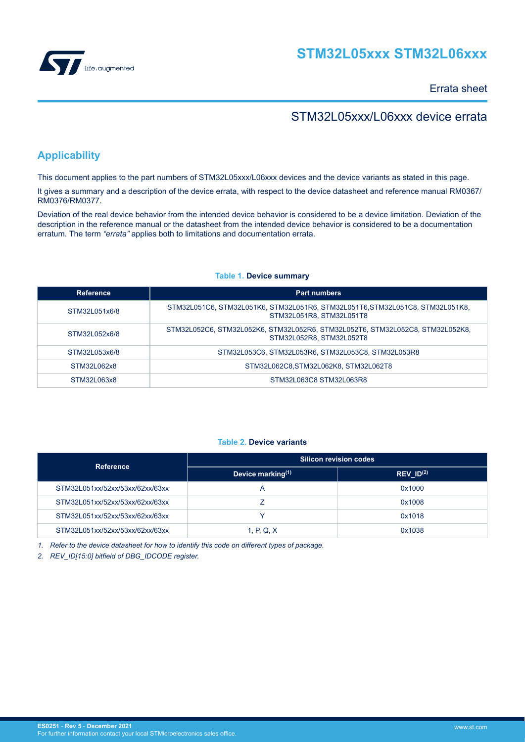# STM32L05xxx STM32L06xxx

Errata sheet

## STM32L05xxx/L06xxx device errata

## Applicability

This document applies to the part numbers of STM32L05xxx/L06xxx devices and the device variants as stated in this page.

It gives a summary and a description of the device errata, with respect to the device datasheet and reference manual RM0367/RM0376/RM0377.

Deviation of the real device behavior from the intended device behavior is considered to be a device limitation. Deviation of the description in the reference manual or the datasheet from the intended device behavior is considered to be a documentation erratum. The term *"errata"* applies both to limitations and documentation errata.

**Table 1. Device summary**

| Reference | Part numbers |
|---|---|
| STM32L051x6/8 | STM32L051C6, STM32L051K6, STM32L051R6, STM32L051T6,STM32L051C8, STM32L051K8, STM32L051R8, STM32L051T8 |
| STM32L052x6/8 | STM32L052C6, STM32L052K6, STM32L052R6, STM32L052T6, STM32L052C8, STM32L052K8, STM32L052R8, STM32L052T8 |
| STM32L053x6/8 | STM32L053C6, STM32L053R6, STM32L053C8, STM32L053R8 |
| STM32L062x8 | STM32L062C8,STM32L062K8, STM32L062T8 |
| STM32L063x8 | STM32L063C8 STM32L063R8 |

**Table 2. Device variants**

| Reference | Silicon revision codes | |
|---|---|---|
| | Device marking(1) | REV_ID(2) |
| STM32L051xx/52xx/53xx/62xx/63xx | A | 0x1000 |
| STM32L051xx/52xx/53xx/62xx/63xx | Z | 0x1008 |
| STM32L051xx/52xx/53xx/62xx/63xx | Y | 0x1018 |
| STM32L051xx/52xx/53xx/62xx/63xx | 1, P, Q, X | 0x1038 |

1. *Refer to the device datasheet for how to identify this code on different types of package.*
2. *REV_ID[15:0] bitfield of DBG_IDCODE register.*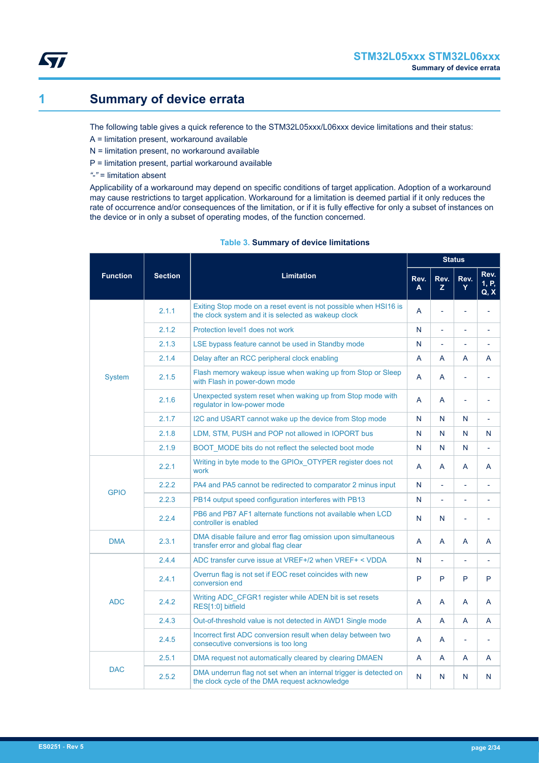# 1 Summary of device errata

The following table gives a quick reference to the STM32L05xxx/L06xxx device limitations and their status:

A = limitation present, workaround available

N = limitation present, no workaround available

P = limitation present, partial workaround available

*"-"* = limitation absent

Applicability of a workaround may depend on specific conditions of target application. Adoption of a workaround may cause restrictions to target application. Workaround for a limitation is deemed partial if it only reduces the rate of occurrence and/or consequences of the limitation, or if it is fully effective for only a subset of instances on the device or in only a subset of operating modes, of the function concerned.

**Table 3. Summary of device limitations**

| Function | Section | Limitation | Status | | | |
|---|---|---|---|---|---|---|
| | | | Rev. A | Rev. Z | Rev. Y | Rev. 1, P, Q, X |
| System | 2.1.1 | Exiting Stop mode on a reset event is not possible when HSI16 is the clock system and it is selected as wakeup clock | A | - | - | - |
| | 2.1.2 | Protection level1 does not work | N | - | - | - |
| | 2.1.3 | LSE bypass feature cannot be used in Standby mode | N | - | - | - |
| | 2.1.4 | Delay after an RCC peripheral clock enabling | A | A | A | A |
| | 2.1.5 | Flash memory wakeup issue when waking up from Stop or Sleep with Flash in power-down mode | A | A | - | - |
| | 2.1.6 | Unexpected system reset when waking up from Stop mode with regulator in low-power mode | A | A | - | - |
| | 2.1.7 | I2C and USART cannot wake up the device from Stop mode | N | N | N | - |
| | 2.1.8 | LDM, STM, PUSH and POP not allowed in IOPORT bus | N | N | N | N |
| | 2.1.9 | BOOT_MODE bits do not reflect the selected boot mode | N | N | N | - |
| GPIO | 2.2.1 | Writing in byte mode to the GPIOx_OTYPER register does not work | A | A | A | A |
| | 2.2.2 | PA4 and PA5 cannot be redirected to comparator 2 minus input | N | - | - | - |
| | 2.2.3 | PB14 output speed configuration interferes with PB13 | N | - | - | - |
| | 2.2.4 | PB6 and PB7 AF1 alternate functions not available when LCD controller is enabled | N | N | - | - |
| DMA | 2.3.1 | DMA disable failure and error flag omission upon simultaneous transfer error and global flag clear | A | A | A | A |
| ADC | 2.4.4 | ADC transfer curve issue at VREF+/2 when VREF+ < VDDA | N | - | - | - |
| | 2.4.1 | Overrun flag is not set if EOC reset coincides with new conversion end | P | P | P | P |
| | 2.4.2 | Writing ADC_CFGR1 register while ADEN bit is set resets RES[1:0] bitfield | A | A | A | A |
| | 2.4.3 | Out-of-threshold value is not detected in AWD1 Single mode | A | A | A | A |
| | 2.4.5 | Incorrect first ADC conversion result when delay between two consecutive conversions is too long | A | A | - | - |
| DAC | 2.5.1 | DMA request not automatically cleared by clearing DMAEN | A | A | A | A |
| | 2.5.2 | DMA underrun flag not set when an internal trigger is detected on the clock cycle of the DMA request acknowledge | N | N | N | N |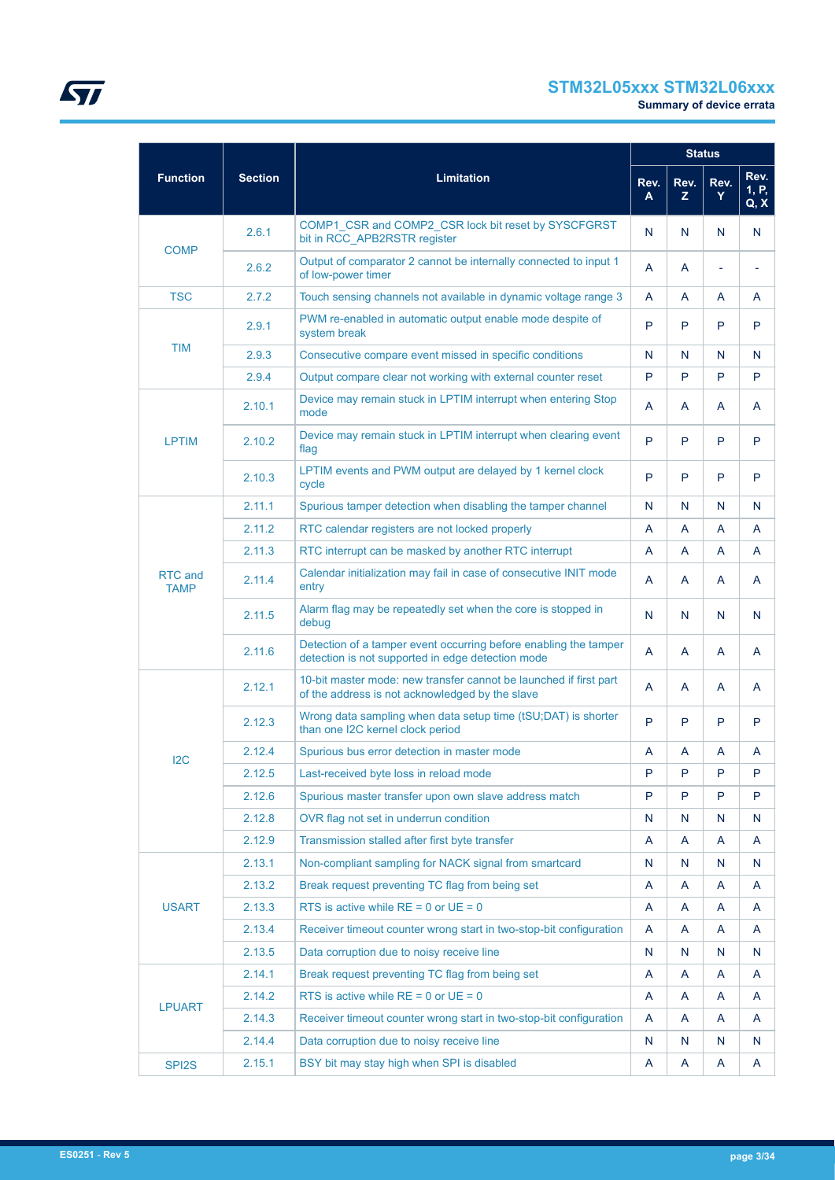| Function | Section | Limitation | Status | | | |
|---|---|---|---|---|---|---|
| | | | Rev. A | Rev. Z | Rev. Y | Rev. 1, P, Q, X |
| COMP | 2.6.1 | COMP1_CSR and COMP2_CSR lock bit reset by SYSCFGRST bit in RCC_APB2RSTR register | N | N | N | N |
| | 2.6.2 | Output of comparator 2 cannot be internally connected to input 1 of low-power timer | A | A | - | - |
| TSC | 2.7.2 | Touch sensing channels not available in dynamic voltage range 3 | A | A | A | A |
| TIM | 2.9.1 | PWM re-enabled in automatic output enable mode despite of system break | P | P | P | P |
| | 2.9.3 | Consecutive compare event missed in specific conditions | N | N | N | N |
| | 2.9.4 | Output compare clear not working with external counter reset | P | P | P | P |
| LPTIM | 2.10.1 | Device may remain stuck in LPTIM interrupt when entering Stop mode | A | A | A | A |
| | 2.10.2 | Device may remain stuck in LPTIM interrupt when clearing event flag | P | P | P | P |
| | 2.10.3 | LPTIM events and PWM output are delayed by 1 kernel clock cycle | P | P | P | P |
| RTC and TAMP | 2.11.1 | Spurious tamper detection when disabling the tamper channel | N | N | N | N |
| | 2.11.2 | RTC calendar registers are not locked properly | A | A | A | A |
| | 2.11.3 | RTC interrupt can be masked by another RTC interrupt | A | A | A | A |
| | 2.11.4 | Calendar initialization may fail in case of consecutive INIT mode entry | A | A | A | A |
| | 2.11.5 | Alarm flag may be repeatedly set when the core is stopped in debug | N | N | N | N |
| | 2.11.6 | Detection of a tamper event occurring before enabling the tamper detection is not supported in edge detection mode | A | A | A | A |
| I2C | 2.12.1 | 10-bit master mode: new transfer cannot be launched if first part of the address is not acknowledged by the slave | A | A | A | A |
| | 2.12.3 | Wrong data sampling when data setup time (tSU;DAT) is shorter than one I2C kernel clock period | P | P | P | P |
| | 2.12.4 | Spurious bus error detection in master mode | A | A | A | A |
| | 2.12.5 | Last-received byte loss in reload mode | P | P | P | P |
| | 2.12.6 | Spurious master transfer upon own slave address match | P | P | P | P |
| | 2.12.8 | OVR flag not set in underrun condition | N | N | N | N |
| | 2.12.9 | Transmission stalled after first byte transfer | A | A | A | A |
| USART | 2.13.1 | Non-compliant sampling for NACK signal from smartcard | N | N | N | N |
| | 2.13.2 | Break request preventing TC flag from being set | A | A | A | A |
| | 2.13.3 | RTS is active while RE = 0 or UE = 0 | A | A | A | A |
| | 2.13.4 | Receiver timeout counter wrong start in two-stop-bit configuration | A | A | A | A |
| | 2.13.5 | Data corruption due to noisy receive line | N | N | N | N |
| LPUART | 2.14.1 | Break request preventing TC flag from being set | A | A | A | A |
| | 2.14.2 | RTS is active while RE = 0 or UE = 0 | A | A | A | A |
| | 2.14.3 | Receiver timeout counter wrong start in two-stop-bit configuration | A | A | A | A |
| | 2.14.4 | Data corruption due to noisy receive line | N | N | N | N |
| SPI2S | 2.15.1 | BSY bit may stay high when SPI is disabled | A | A | A | A |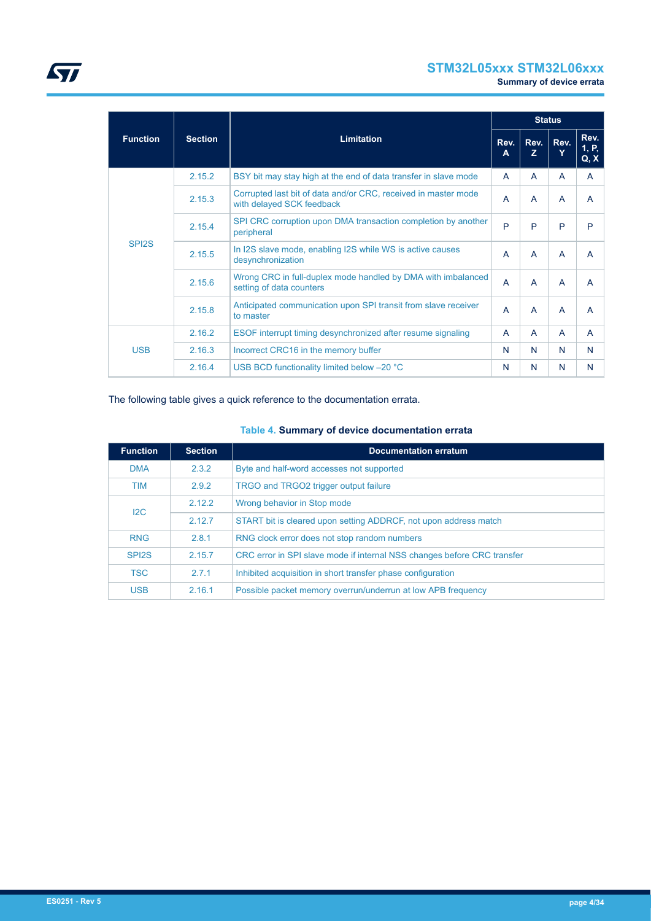| Function | Section | Limitation | Status | | | |
|---|---|---|---|---|---|---|
| | | | Rev. A | Rev. Z | Rev. Y | Rev. 1, P, Q, X |
| SPI2S | 2.15.2 | BSY bit may stay high at the end of data transfer in slave mode | A | A | A | A |
| | 2.15.3 | Corrupted last bit of data and/or CRC, received in master mode with delayed SCK feedback | A | A | A | A |
| | 2.15.4 | SPI CRC corruption upon DMA transaction completion by another peripheral | P | P | P | P |
| | 2.15.5 | In I2S slave mode, enabling I2S while WS is active causes desynchronization | A | A | A | A |
| | 2.15.6 | Wrong CRC in full-duplex mode handled by DMA with imbalanced setting of data counters | A | A | A | A |
| | 2.15.8 | Anticipated communication upon SPI transit from slave receiver to master | A | A | A | A |
| USB | 2.16.2 | ESOF interrupt timing desynchronized after resume signaling | A | A | A | A |
| | 2.16.3 | Incorrect CRC16 in the memory buffer | N | N | N | N |
| | 2.16.4 | USB BCD functionality limited below –20 °C | N | N | N | N |

The following table gives a quick reference to the documentation errata.

**Table 4. Summary of device documentation errata**

| Function | Section | Documentation erratum |
|---|---|---|
| DMA | 2.3.2 | Byte and half-word accesses not supported |
| TIM | 2.9.2 | TRGO and TRGO2 trigger output failure |
| I2C | 2.12.2 | Wrong behavior in Stop mode |
| | 2.12.7 | START bit is cleared upon setting ADDRCF, not upon address match |
| RNG | 2.8.1 | RNG clock error does not stop random numbers |
| SPI2S | 2.15.7 | CRC error in SPI slave mode if internal NSS changes before CRC transfer |
| TSC | 2.7.1 | Inhibited acquisition in short transfer phase configuration |
| USB | 2.16.1 | Possible packet memory overrun/underrun at low APB frequency |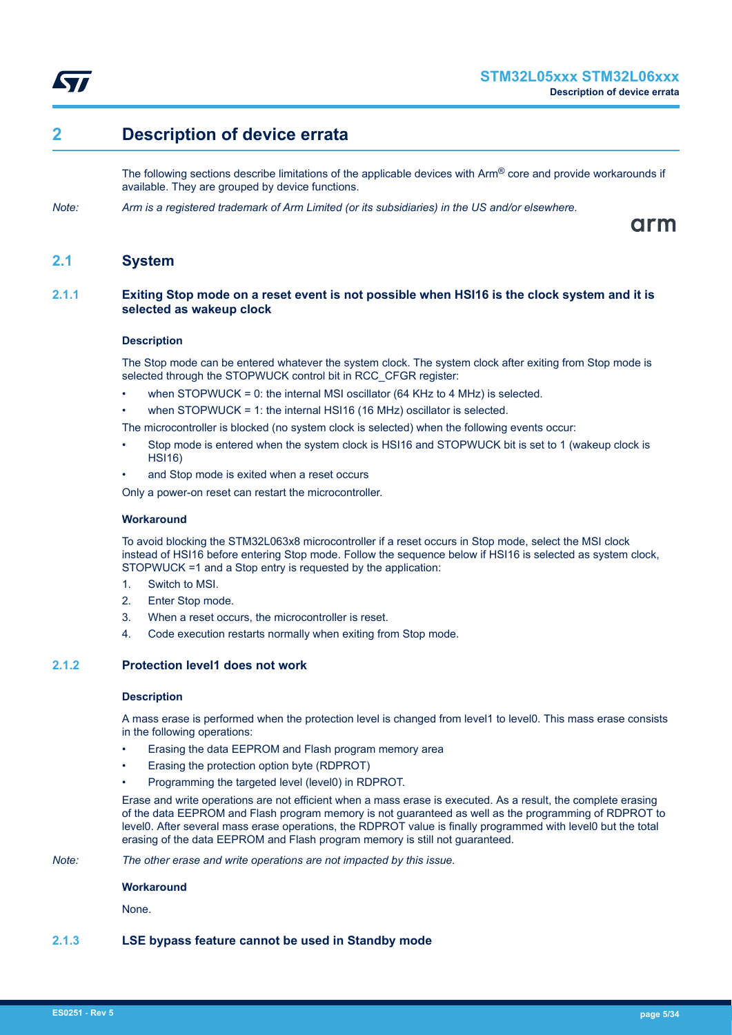# 2 Description of device errata

The following sections describe limitations of the applicable devices with Arm® core and provide workarounds if available. They are grouped by device functions.

*Note: Arm is a registered trademark of Arm Limited (or its subsidiaries) in the US and/or elsewhere.*

## 2.1 System

### 2.1.1 Exiting Stop mode on a reset event is not possible when HSI16 is the clock system and it is selected as wakeup clock

**Description**

The Stop mode can be entered whatever the system clock. The system clock after exiting from Stop mode is selected through the STOPWUCK control bit in RCC_CFGR register:

- when STOPWUCK = 0: the internal MSI oscillator (64 KHz to 4 MHz) is selected.
- when STOPWUCK = 1: the internal HSI16 (16 MHz) oscillator is selected.

The microcontroller is blocked (no system clock is selected) when the following events occur:

- Stop mode is entered when the system clock is HSI16 and STOPWUCK bit is set to 1 (wakeup clock is HSI16)
- and Stop mode is exited when a reset occurs

Only a power-on reset can restart the microcontroller.

**Workaround**

To avoid blocking the STM32L063x8 microcontroller if a reset occurs in Stop mode, select the MSI clock instead of HSI16 before entering Stop mode. Follow the sequence below if HSI16 is selected as system clock, STOPWUCK =1 and a Stop entry is requested by the application:

1. Switch to MSI.
2. Enter Stop mode.
3. When a reset occurs, the microcontroller is reset.
4. Code execution restarts normally when exiting from Stop mode.

### 2.1.2 Protection level1 does not work

**Description**

A mass erase is performed when the protection level is changed from level1 to level0. This mass erase consists in the following operations:

- Erasing the data EEPROM and Flash program memory area
- Erasing the protection option byte (RDPROT)
- Programming the targeted level (level0) in RDPROT.

Erase and write operations are not efficient when a mass erase is executed. As a result, the complete erasing of the data EEPROM and Flash program memory is not guaranteed as well as the programming of RDPROT to level0. After several mass erase operations, the RDPROT value is finally programmed with level0 but the total erasing of the data EEPROM and Flash program memory is still not guaranteed.

*Note: The other erase and write operations are not impacted by this issue.*

**Workaround**

None.

### 2.1.3 LSE bypass feature cannot be used in Standby mode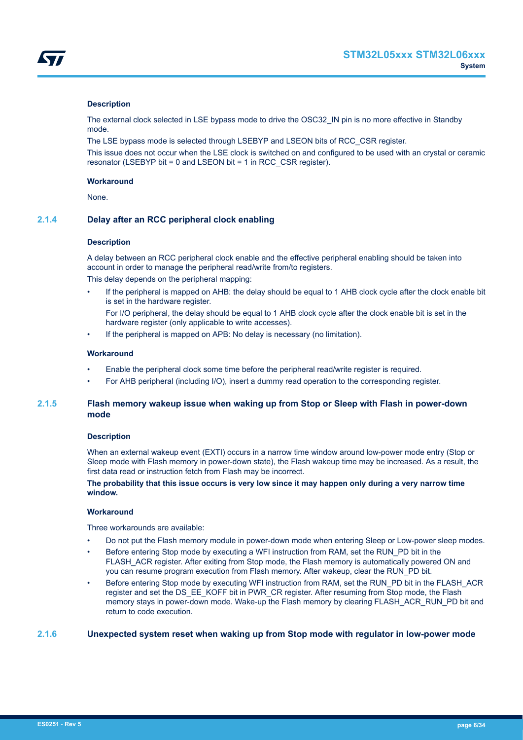#### Description

The external clock selected in LSE bypass mode to drive the OSC32_IN pin is no more effective in Standby mode.

The LSE bypass mode is selected through LSEBYP and LSEON bits of RCC_CSR register.

This issue does not occur when the LSE clock is switched on and configured to be used with an crystal or ceramic resonator (LSEBYP bit = 0 and LSEON bit = 1 in RCC_CSR register).

#### Workaround

None.

### 2.1.4 Delay after an RCC peripheral clock enabling

#### Description

A delay between an RCC peripheral clock enable and the effective peripheral enabling should be taken into account in order to manage the peripheral read/write from/to registers.

This delay depends on the peripheral mapping:

- If the peripheral is mapped on AHB: the delay should be equal to 1 AHB clock cycle after the clock enable bit is set in the hardware register.

  For I/O peripheral, the delay should be equal to 1 AHB clock cycle after the clock enable bit is set in the hardware register (only applicable to write accesses).
- If the peripheral is mapped on APB: No delay is necessary (no limitation).

#### Workaround

- Enable the peripheral clock some time before the peripheral read/write register is required.
- For AHB peripheral (including I/O), insert a dummy read operation to the corresponding register.

### 2.1.5 Flash memory wakeup issue when waking up from Stop or Sleep with Flash in power-down mode

#### Description

When an external wakeup event (EXTI) occurs in a narrow time window around low-power mode entry (Stop or Sleep mode with Flash memory in power-down state), the Flash wakeup time may be increased. As a result, the first data read or instruction fetch from Flash may be incorrect.

**The probability that this issue occurs is very low since it may happen only during a very narrow time window.**

#### Workaround

Three workarounds are available:

- Do not put the Flash memory module in power-down mode when entering Sleep or Low-power sleep modes.
- Before entering Stop mode by executing a WFI instruction from RAM, set the RUN_PD bit in the FLASH_ACR register. After exiting from Stop mode, the Flash memory is automatically powered ON and you can resume program execution from Flash memory. After wakeup, clear the RUN_PD bit.
- Before entering Stop mode by executing WFI instruction from RAM, set the RUN_PD bit in the FLASH_ACR register and set the DS_EE_KOFF bit in PWR_CR register. After resuming from Stop mode, the Flash memory stays in power-down mode. Wake-up the Flash memory by clearing FLASH_ACR_RUN_PD bit and return to code execution.

### 2.1.6 Unexpected system reset when waking up from Stop mode with regulator in low-power mode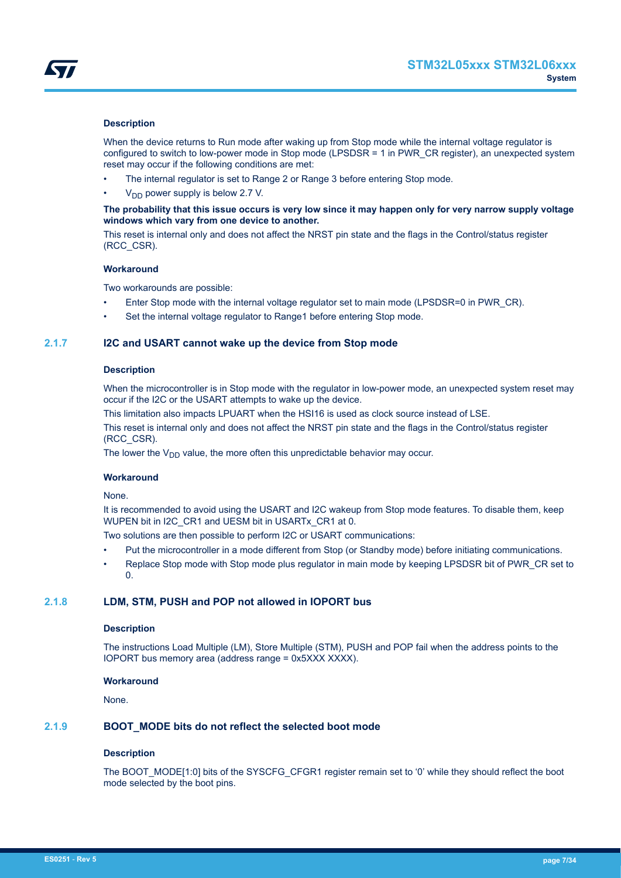#### Description

When the device returns to Run mode after waking up from Stop mode while the internal voltage regulator is configured to switch to low-power mode in Stop mode (LPSDSR = 1 in PWR_CR register), an unexpected system reset may occur if the following conditions are met:

- The internal regulator is set to Range 2 or Range 3 before entering Stop mode.
- $V_{DD}$ power supply is below 2.7 V.

**The probability that this issue occurs is very low since it may happen only for very narrow supply voltage windows which vary from one device to another.**

This reset is internal only and does not affect the NRST pin state and the flags in the Control/status register (RCC_CSR).

#### Workaround

Two workarounds are possible:

- Enter Stop mode with the internal voltage regulator set to main mode (LPSDSR=0 in PWR_CR).
- Set the internal voltage regulator to Range1 before entering Stop mode.

### 2.1.7 I2C and USART cannot wake up the device from Stop mode

#### Description

When the microcontroller is in Stop mode with the regulator in low-power mode, an unexpected system reset may occur if the I2C or the USART attempts to wake up the device.

This limitation also impacts LPUART when the HSI16 is used as clock source instead of LSE.

This reset is internal only and does not affect the NRST pin state and the flags in the Control/status register (RCC_CSR).

The lower the $V_{DD}$ value, the more often this unpredictable behavior may occur.

#### Workaround

None.

It is recommended to avoid using the USART and I2C wakeup from Stop mode features. To disable them, keep WUPEN bit in I2C_CR1 and UESM bit in USARTx_CR1 at 0.

Two solutions are then possible to perform I2C or USART communications:

- Put the microcontroller in a mode different from Stop (or Standby mode) before initiating communications.
- Replace Stop mode with Stop mode plus regulator in main mode by keeping LPSDSR bit of PWR_CR set to 0.

### 2.1.8 LDM, STM, PUSH and POP not allowed in IOPORT bus

#### Description

The instructions Load Multiple (LM), Store Multiple (STM), PUSH and POP fail when the address points to the IOPORT bus memory area (address range = 0x5XXX XXXX).

#### Workaround

None.

### 2.1.9 BOOT_MODE bits do not reflect the selected boot mode

#### Description

The BOOT_MODE[1:0] bits of the SYSCFG_CFGR1 register remain set to ‘0’ while they should reflect the boot mode selected by the boot pins.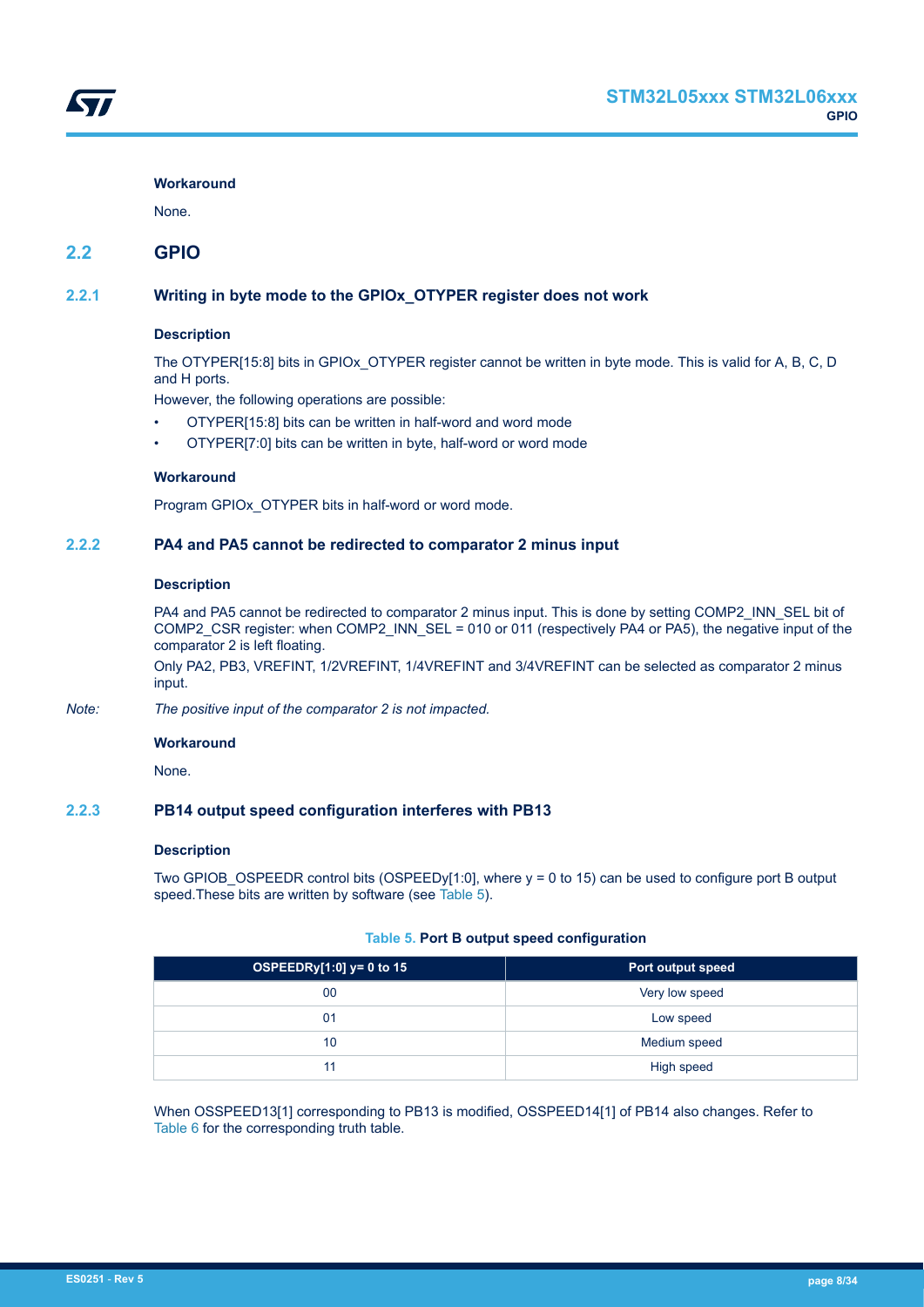**Workaround**

None.

## 2.2 GPIO

### 2.2.1 Writing in byte mode to the GPIOx_OTYPER register does not work

**Description**

The OTYPER[15:8] bits in GPIOx_OTYPER register cannot be written in byte mode. This is valid for A, B, C, D and H ports.

However, the following operations are possible:

- OTYPER[15:8] bits can be written in half-word and word mode
- OTYPER[7:0] bits can be written in byte, half-word or word mode

**Workaround**

Program GPIOx_OTYPER bits in half-word or word mode.

### 2.2.2 PA4 and PA5 cannot be redirected to comparator 2 minus input

**Description**

PA4 and PA5 cannot be redirected to comparator 2 minus input. This is done by setting COMP2_INN_SEL bit of COMP2_CSR register: when COMP2_INN_SEL = 010 or 011 (respectively PA4 or PA5), the negative input of the comparator 2 is left floating.

Only PA2, PB3, VREFINT, 1/2VREFINT, 1/4VREFINT and 3/4VREFINT can be selected as comparator 2 minus input.

*Note: The positive input of the comparator 2 is not impacted.*

**Workaround**

None.

### 2.2.3 PB14 output speed configuration interferes with PB13

**Description**

Two GPIOB_OSPEEDR control bits (OSPEEDy[1:0], where y = 0 to 15) can be used to configure port B output speed.These bits are written by software (see Table 5).

**Table 5. Port B output speed configuration**

| OSPEEDRy[1:0] y= 0 to 15 | Port output speed |
|---|---|
| 00 | Very low speed |
| 01 | Low speed |
| 10 | Medium speed |
| 11 | High speed |

When OSSPEED13[1] corresponding to PB13 is modified, OSSPEED14[1] of PB14 also changes. Refer to Table 6 for the corresponding truth table.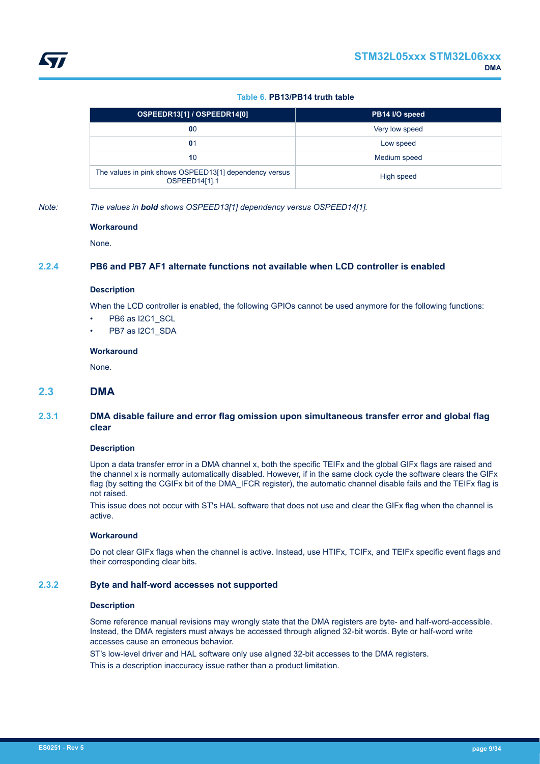**Table 6. PB13/PB14 truth table**

| OSPEEDR13[1] / OSPEEDR14[0] | PB14 I/O speed |
|---|---|
| **0**0 | Very low speed |
| **0**1 | Low speed |
| **1**0 | Medium speed |
| The values in pink shows OSPEED13[1] dependency versus OSPEED14[1].1 | High speed |

*Note: The values in **bold** shows OSPEED13[1] dependency versus OSPEED14[1].*

#### Workaround

None.

### 2.2.4 PB6 and PB7 AF1 alternate functions not available when LCD controller is enabled

#### Description

When the LCD controller is enabled, the following GPIOs cannot be used anymore for the following functions:

- PB6 as I2C1_SCL
- PB7 as I2C1_SDA

#### Workaround

None.

## 2.3 DMA

### 2.3.1 DMA disable failure and error flag omission upon simultaneous transfer error and global flag clear

#### Description

Upon a data transfer error in a DMA channel x, both the specific TEIFx and the global GIFx flags are raised and the channel x is normally automatically disabled. However, if in the same clock cycle the software clears the GIFx flag (by setting the CGIFx bit of the DMA_IFCR register), the automatic channel disable fails and the TEIFx flag is not raised.

This issue does not occur with ST's HAL software that does not use and clear the GIFx flag when the channel is active.

#### Workaround

Do not clear GIFx flags when the channel is active. Instead, use HTIFx, TCIFx, and TEIFx specific event flags and their corresponding clear bits.

### 2.3.2 Byte and half-word accesses not supported

#### Description

Some reference manual revisions may wrongly state that the DMA registers are byte- and half-word-accessible. Instead, the DMA registers must always be accessed through aligned 32-bit words. Byte or half-word write accesses cause an erroneous behavior.

ST's low-level driver and HAL software only use aligned 32-bit accesses to the DMA registers.

This is a description inaccuracy issue rather than a product limitation.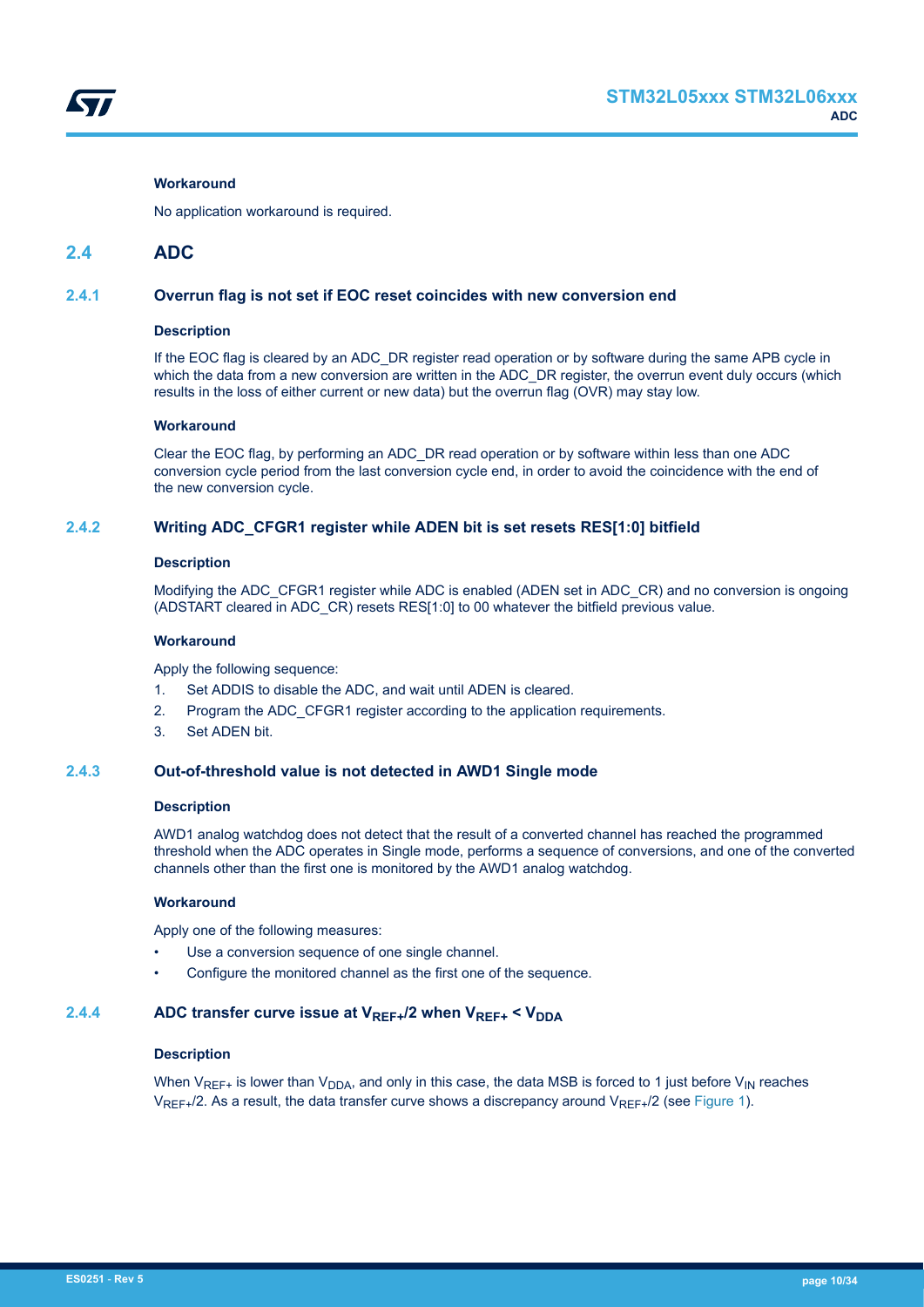#### Workaround

No application workaround is required.

## 2.4 ADC

### 2.4.1 Overrun flag is not set if EOC reset coincides with new conversion end

#### Description

If the EOC flag is cleared by an ADC_DR register read operation or by software during the same APB cycle in which the data from a new conversion are written in the ADC_DR register, the overrun event duly occurs (which results in the loss of either current or new data) but the overrun flag (OVR) may stay low.

#### Workaround

Clear the EOC flag, by performing an ADC_DR read operation or by software within less than one ADC conversion cycle period from the last conversion cycle end, in order to avoid the coincidence with the end of the new conversion cycle.

### 2.4.2 Writing ADC_CFGR1 register while ADEN bit is set resets RES[1:0] bitfield

#### Description

Modifying the ADC_CFGR1 register while ADC is enabled (ADEN set in ADC_CR) and no conversion is ongoing (ADSTART cleared in ADC_CR) resets RES[1:0] to 00 whatever the bitfield previous value.

#### Workaround

Apply the following sequence:

1. Set ADDIS to disable the ADC, and wait until ADEN is cleared.
2. Program the ADC_CFGR1 register according to the application requirements.
3. Set ADEN bit.

### 2.4.3 Out-of-threshold value is not detected in AWD1 Single mode

#### Description

AWD1 analog watchdog does not detect that the result of a converted channel has reached the programmed threshold when the ADC operates in Single mode, performs a sequence of conversions, and one of the converted channels other than the first one is monitored by the AWD1 analog watchdog.

#### Workaround

Apply one of the following measures:

- Use a conversion sequence of one single channel.
- Configure the monitored channel as the first one of the sequence.

### 2.4.4 ADC transfer curve issue at $V_{REF+}/2$ when $V_{REF+} < V_{DDA}$

#### Description

When $V_{REF+}$ is lower than $V_{DDA}$, and only in this case, the data MSB is forced to 1 just before $V_{IN}$ reaches $V_{REF+}/2$. As a result, the data transfer curve shows a discrepancy around $V_{REF+}/2$ (see Figure 1).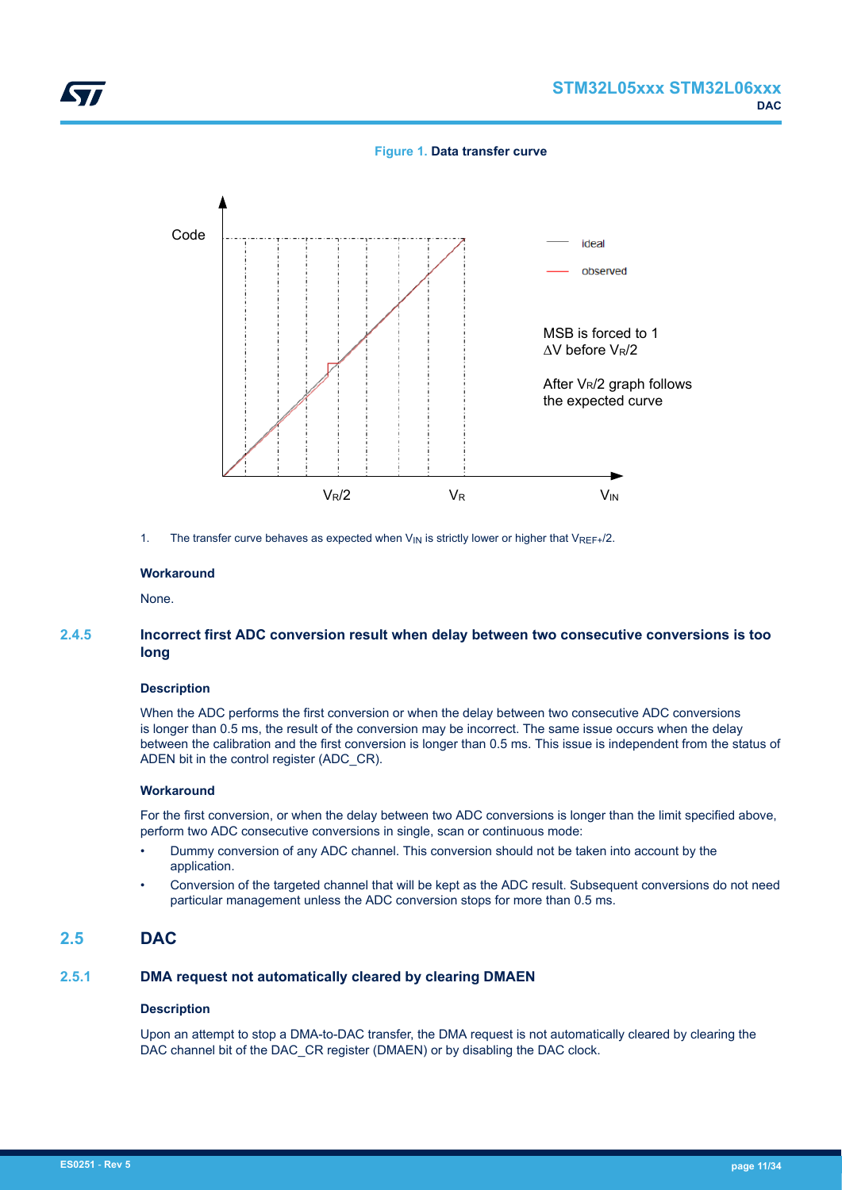**Figure 1. Data transfer curve**

Code

ideal

observed

MSB is forced to 1 $\Delta V$ before $V_R/2$

After $V_R/2$ graph follows the expected curve

$V_R/2$ $V_R$ $V_{IN}$

1. The transfer curve behaves as expected when $V_{IN}$ is strictly lower or higher that $V_{REF+}/2$.

#### Workaround

None.

### 2.4.5 Incorrect first ADC conversion result when delay between two consecutive conversions is too long

#### Description

When the ADC performs the first conversion or when the delay between two consecutive ADC conversions is longer than 0.5 ms, the result of the conversion may be incorrect. The same issue occurs when the delay between the calibration and the first conversion is longer than 0.5 ms. This issue is independent from the status of ADEN bit in the control register (ADC_CR).

#### Workaround

For the first conversion, or when the delay between two ADC conversions is longer than the limit specified above, perform two ADC consecutive conversions in single, scan or continuous mode:

- Dummy conversion of any ADC channel. This conversion should not be taken into account by the application.
- Conversion of the targeted channel that will be kept as the ADC result. Subsequent conversions do not need particular management unless the ADC conversion stops for more than 0.5 ms.

## 2.5 DAC

### 2.5.1 DMA request not automatically cleared by clearing DMAEN

#### Description

Upon an attempt to stop a DMA-to-DAC transfer, the DMA request is not automatically cleared by clearing the DAC channel bit of the DAC_CR register (DMAEN) or by disabling the DAC clock.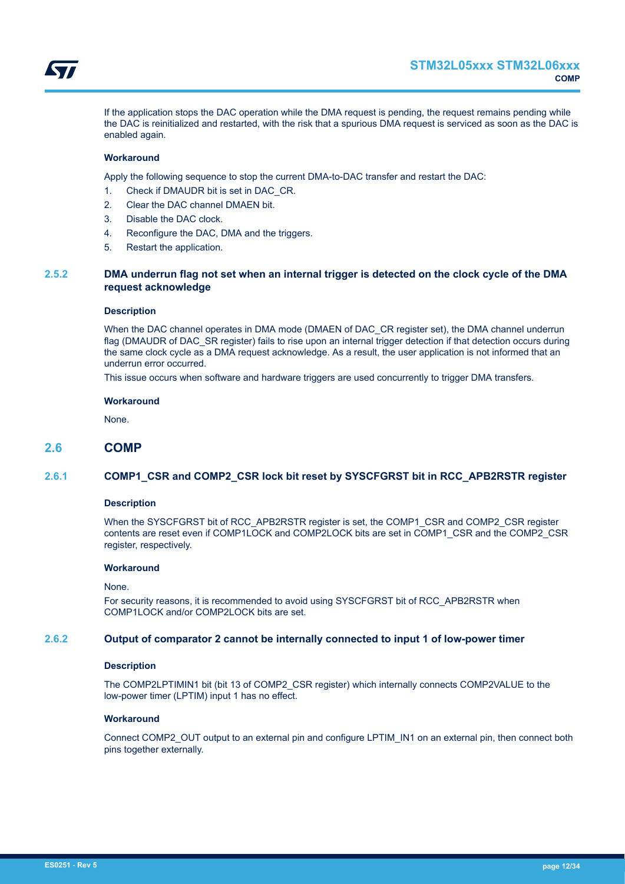If the application stops the DAC operation while the DMA request is pending, the request remains pending while the DAC is reinitialized and restarted, with the risk that a spurious DMA request is serviced as soon as the DAC is enabled again.

#### Workaround

Apply the following sequence to stop the current DMA-to-DAC transfer and restart the DAC:

1. Check if DMAUDR bit is set in DAC_CR.
2. Clear the DAC channel DMAEN bit.
3. Disable the DAC clock.
4. Reconfigure the DAC, DMA and the triggers.
5. Restart the application.

### 2.5.2 DMA underrun flag not set when an internal trigger is detected on the clock cycle of the DMA request acknowledge

#### Description

When the DAC channel operates in DMA mode (DMAEN of DAC_CR register set), the DMA channel underrun flag (DMAUDR of DAC_SR register) fails to rise upon an internal trigger detection if that detection occurs during the same clock cycle as a DMA request acknowledge. As a result, the user application is not informed that an underrun error occurred.

This issue occurs when software and hardware triggers are used concurrently to trigger DMA transfers.

#### Workaround

None.

## 2.6 COMP

### 2.6.1 COMP1_CSR and COMP2_CSR lock bit reset by SYSCFGRST bit in RCC_APB2RSTR register

#### Description

When the SYSCFGRST bit of RCC_APB2RSTR register is set, the COMP1_CSR and COMP2_CSR register contents are reset even if COMP1LOCK and COMP2LOCK bits are set in COMP1_CSR and the COMP2_CSR register, respectively.

#### Workaround

None.

For security reasons, it is recommended to avoid using SYSCFGRST bit of RCC_APB2RSTR when COMP1LOCK and/or COMP2LOCK bits are set.

### 2.6.2 Output of comparator 2 cannot be internally connected to input 1 of low-power timer

#### Description

The COMP2LPTIMIN1 bit (bit 13 of COMP2_CSR register) which internally connects COMP2VALUE to the low-power timer (LPTIM) input 1 has no effect.

#### Workaround

Connect COMP2_OUT output to an external pin and configure LPTIM_IN1 on an external pin, then connect both pins together externally.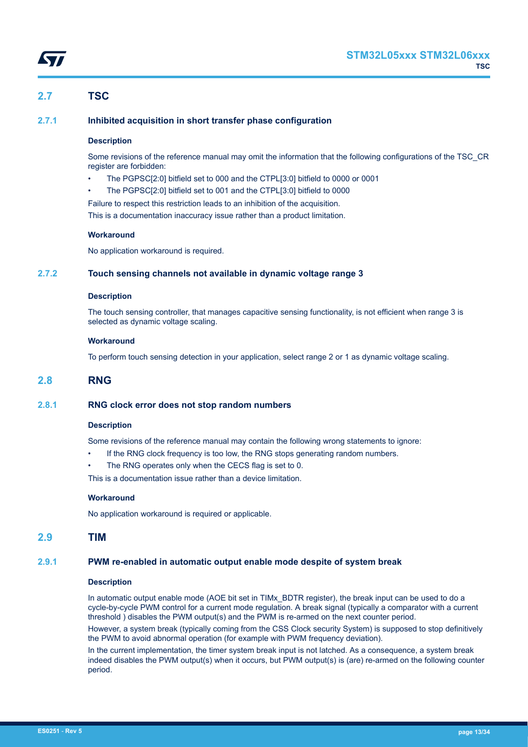## 2.7 TSC

### 2.7.1 Inhibited acquisition in short transfer phase configuration

#### Description

Some revisions of the reference manual may omit the information that the following configurations of the TSC_CR register are forbidden:

- The PGPSC[2:0] bitfield set to 000 and the CTPL[3:0] bitfield to 0000 or 0001
- The PGPSC[2:0] bitfield set to 001 and the CTPL[3:0] bitfield to 0000

Failure to respect this restriction leads to an inhibition of the acquisition.

This is a documentation inaccuracy issue rather than a product limitation.

#### Workaround

No application workaround is required.

### 2.7.2 Touch sensing channels not available in dynamic voltage range 3

#### Description

The touch sensing controller, that manages capacitive sensing functionality, is not efficient when range 3 is selected as dynamic voltage scaling.

#### Workaround

To perform touch sensing detection in your application, select range 2 or 1 as dynamic voltage scaling.

## 2.8 RNG

### 2.8.1 RNG clock error does not stop random numbers

#### Description

Some revisions of the reference manual may contain the following wrong statements to ignore:

- If the RNG clock frequency is too low, the RNG stops generating random numbers.
- The RNG operates only when the CECS flag is set to 0.

This is a documentation issue rather than a device limitation.

#### Workaround

No application workaround is required or applicable.

## 2.9 TIM

### 2.9.1 PWM re-enabled in automatic output enable mode despite of system break

#### Description

In automatic output enable mode (AOE bit set in TIMx_BDTR register), the break input can be used to do a cycle-by-cycle PWM control for a current mode regulation. A break signal (typically a comparator with a current threshold ) disables the PWM output(s) and the PWM is re-armed on the next counter period.

However, a system break (typically coming from the CSS Clock security System) is supposed to stop definitively the PWM to avoid abnormal operation (for example with PWM frequency deviation).

In the current implementation, the timer system break input is not latched. As a consequence, a system break indeed disables the PWM output(s) when it occurs, but PWM output(s) is (are) re-armed on the following counter period.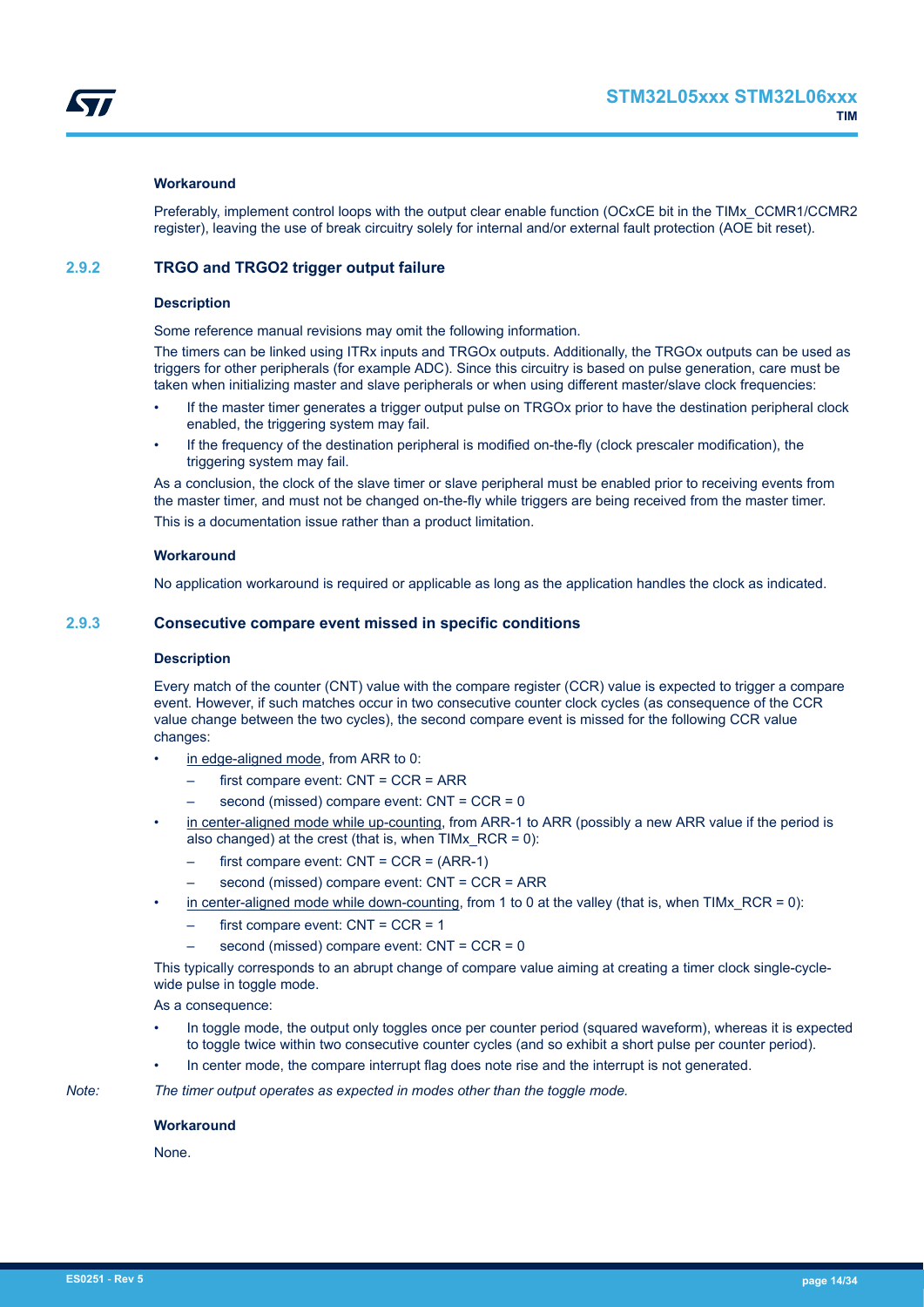#### Workaround

Preferably, implement control loops with the output clear enable function (OCxCE bit in the TIMx_CCMR1/CCMR2 register), leaving the use of break circuitry solely for internal and/or external fault protection (AOE bit reset).

### 2.9.2 TRGO and TRGO2 trigger output failure

#### Description

Some reference manual revisions may omit the following information.

The timers can be linked using ITRx inputs and TRGOx outputs. Additionally, the TRGOx outputs can be used as triggers for other peripherals (for example ADC). Since this circuitry is based on pulse generation, care must be taken when initializing master and slave peripherals or when using different master/slave clock frequencies:

- If the master timer generates a trigger output pulse on TRGOx prior to have the destination peripheral clock enabled, the triggering system may fail.
- If the frequency of the destination peripheral is modified on-the-fly (clock prescaler modification), the triggering system may fail.

As a conclusion, the clock of the slave timer or slave peripheral must be enabled prior to receiving events from the master timer, and must not be changed on-the-fly while triggers are being received from the master timer.

This is a documentation issue rather than a product limitation.

#### Workaround

No application workaround is required or applicable as long as the application handles the clock as indicated.

### 2.9.3 Consecutive compare event missed in specific conditions

#### Description

Every match of the counter (CNT) value with the compare register (CCR) value is expected to trigger a compare event. However, if such matches occur in two consecutive counter clock cycles (as consequence of the CCR value change between the two cycles), the second compare event is missed for the following CCR value changes:

- in edge-aligned mode, from ARR to 0:
  - first compare event: CNT = CCR = ARR
  - second (missed) compare event: CNT = CCR = 0
- in center-aligned mode while up-counting, from ARR-1 to ARR (possibly a new ARR value if the period is also changed) at the crest (that is, when TIMx_RCR = 0):
  - first compare event: CNT = CCR = (ARR-1)
  - second (missed) compare event: CNT = CCR = ARR
- in center-aligned mode while down-counting, from 1 to 0 at the valley (that is, when TIMx_RCR = 0):
  - first compare event: CNT = CCR = 1
  - second (missed) compare event: CNT = CCR = 0

This typically corresponds to an abrupt change of compare value aiming at creating a timer clock single-cycle-wide pulse in toggle mode.

As a consequence:

- In toggle mode, the output only toggles once per counter period (squared waveform), whereas it is expected to toggle twice within two consecutive counter cycles (and so exhibit a short pulse per counter period).
- In center mode, the compare interrupt flag does note rise and the interrupt is not generated.

*Note: The timer output operates as expected in modes other than the toggle mode.*

#### Workaround

None.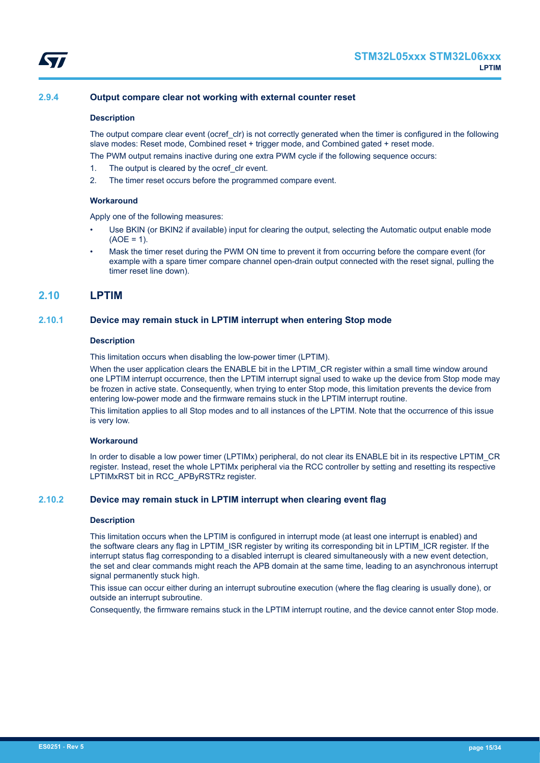### 2.9.4 Output compare clear not working with external counter reset

#### Description

The output compare clear event (ocref_clr) is not correctly generated when the timer is configured in the following slave modes: Reset mode, Combined reset + trigger mode, and Combined gated + reset mode.

The PWM output remains inactive during one extra PWM cycle if the following sequence occurs:

1. The output is cleared by the ocref_clr event.
2. The timer reset occurs before the programmed compare event.

#### Workaround

Apply one of the following measures:

- Use BKIN (or BKIN2 if available) input for clearing the output, selecting the Automatic output enable mode (AOE = 1).
- Mask the timer reset during the PWM ON time to prevent it from occurring before the compare event (for example with a spare timer compare channel open-drain output connected with the reset signal, pulling the timer reset line down).

## 2.10 LPTIM

### 2.10.1 Device may remain stuck in LPTIM interrupt when entering Stop mode

#### Description

This limitation occurs when disabling the low-power timer (LPTIM).

When the user application clears the ENABLE bit in the LPTIM_CR register within a small time window around one LPTIM interrupt occurrence, then the LPTIM interrupt signal used to wake up the device from Stop mode may be frozen in active state. Consequently, when trying to enter Stop mode, this limitation prevents the device from entering low-power mode and the firmware remains stuck in the LPTIM interrupt routine.

This limitation applies to all Stop modes and to all instances of the LPTIM. Note that the occurrence of this issue is very low.

#### Workaround

In order to disable a low power timer (LPTIMx) peripheral, do not clear its ENABLE bit in its respective LPTIM_CR register. Instead, reset the whole LPTIMx peripheral via the RCC controller by setting and resetting its respective LPTIMxRST bit in RCC_APByRSTRz register.

### 2.10.2 Device may remain stuck in LPTIM interrupt when clearing event flag

#### Description

This limitation occurs when the LPTIM is configured in interrupt mode (at least one interrupt is enabled) and the software clears any flag in LPTIM_ISR register by writing its corresponding bit in LPTIM_ICR register. If the interrupt status flag corresponding to a disabled interrupt is cleared simultaneously with a new event detection, the set and clear commands might reach the APB domain at the same time, leading to an asynchronous interrupt signal permanently stuck high.

This issue can occur either during an interrupt subroutine execution (where the flag clearing is usually done), or outside an interrupt subroutine.

Consequently, the firmware remains stuck in the LPTIM interrupt routine, and the device cannot enter Stop mode.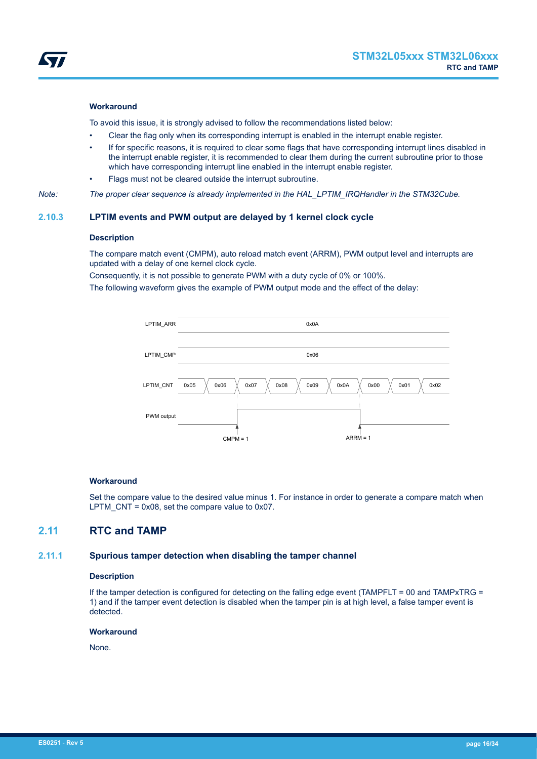#### Workaround

To avoid this issue, it is strongly advised to follow the recommendations listed below:

- Clear the flag only when its corresponding interrupt is enabled in the interrupt enable register.
- If for specific reasons, it is required to clear some flags that have corresponding interrupt lines disabled in the interrupt enable register, it is recommended to clear them during the current subroutine prior to those which have corresponding interrupt line enabled in the interrupt enable register.
- Flags must not be cleared outside the interrupt subroutine.

*Note: The proper clear sequence is already implemented in the HAL_LPTIM_IRQHandler in the STM32Cube.*

### 2.10.3 LPTIM events and PWM output are delayed by 1 kernel clock cycle

#### Description

The compare match event (CMPM), auto reload match event (ARRM), PWM output level and interrupts are updated with a delay of one kernel clock cycle.

Consequently, it is not possible to generate PWM with a duty cycle of 0% or 100%.

The following waveform gives the example of PWM output mode and the effect of the delay:

LPTIM_ARR: 0x0A

LPTIM_CMP: 0x06

LPTIM_CNT: 0x05, 0x06, 0x07, 0x08, 0x09, 0x0A, 0x00, 0x01, 0x02

PWM output: CMPM = 1, ARRM = 1

#### Workaround

Set the compare value to the desired value minus 1. For instance in order to generate a compare match when LPTM_CNT = 0x08, set the compare value to 0x07.

## 2.11 RTC and TAMP

### 2.11.1 Spurious tamper detection when disabling the tamper channel

#### Description

If the tamper detection is configured for detecting on the falling edge event (TAMPFLT = 00 and TAMPxTRG = 1) and if the tamper event detection is disabled when the tamper pin is at high level, a false tamper event is detected.

#### Workaround

None.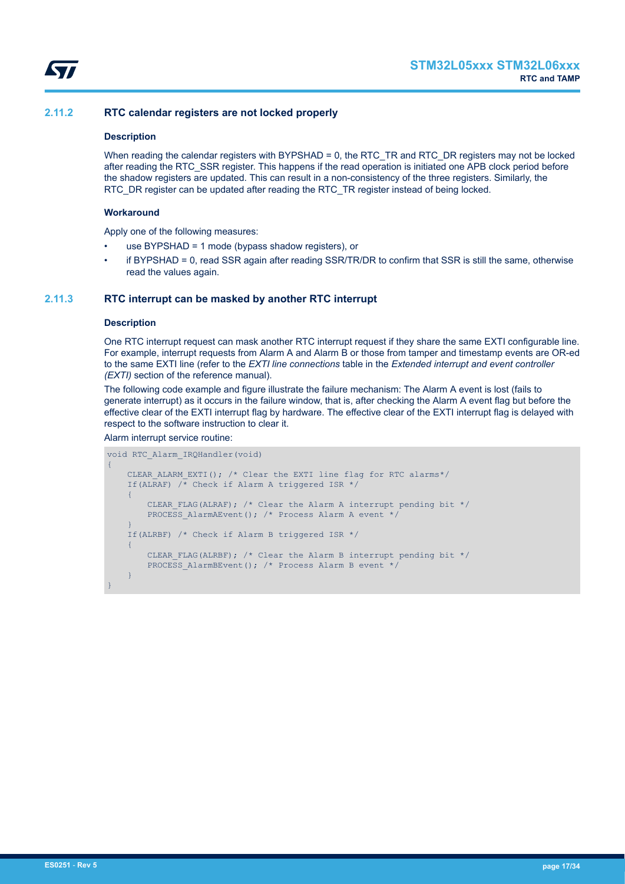### 2.11.2 RTC calendar registers are not locked properly

#### Description

When reading the calendar registers with BYPSHAD = 0, the RTC_TR and RTC_DR registers may not be locked after reading the RTC_SSR register. This happens if the read operation is initiated one APB clock period before the shadow registers are updated. This can result in a non-consistency of the three registers. Similarly, the RTC_DR register can be updated after reading the RTC_TR register instead of being locked.

#### Workaround

Apply one of the following measures:

- use BYPSHAD = 1 mode (bypass shadow registers), or
- if BYPSHAD = 0, read SSR again after reading SSR/TR/DR to confirm that SSR is still the same, otherwise read the values again.

### 2.11.3 RTC interrupt can be masked by another RTC interrupt

#### Description

One RTC interrupt request can mask another RTC interrupt request if they share the same EXTI configurable line. For example, interrupt requests from Alarm A and Alarm B or those from tamper and timestamp events are OR-ed to the same EXTI line (refer to the *EXTI line connections* table in the *Extended interrupt and event controller (EXTI)* section of the reference manual).

The following code example and figure illustrate the failure mechanism: The Alarm A event is lost (fails to generate interrupt) as it occurs in the failure window, that is, after checking the Alarm A event flag but before the effective clear of the EXTI interrupt flag by hardware. The effective clear of the EXTI interrupt flag is delayed with respect to the software instruction to clear it.

Alarm interrupt service routine:

```
void RTC_Alarm_IRQHandler(void)
{
    CLEAR_ALARM_EXTI(); /* Clear the EXTI line flag for RTC alarms*/
    If(ALRAF) /* Check if Alarm A triggered ISR */
    {
        CLEAR_FLAG(ALRAF); /* Clear the Alarm A interrupt pending bit */
        PROCESS_AlarmAEvent(); /* Process Alarm A event */
    }
    If(ALRBF) /* Check if Alarm B triggered ISR */
    {
        CLEAR_FLAG(ALRBF); /* Clear the Alarm B interrupt pending bit */
        PROCESS_AlarmBEvent(); /* Process Alarm B event */
    }
}
```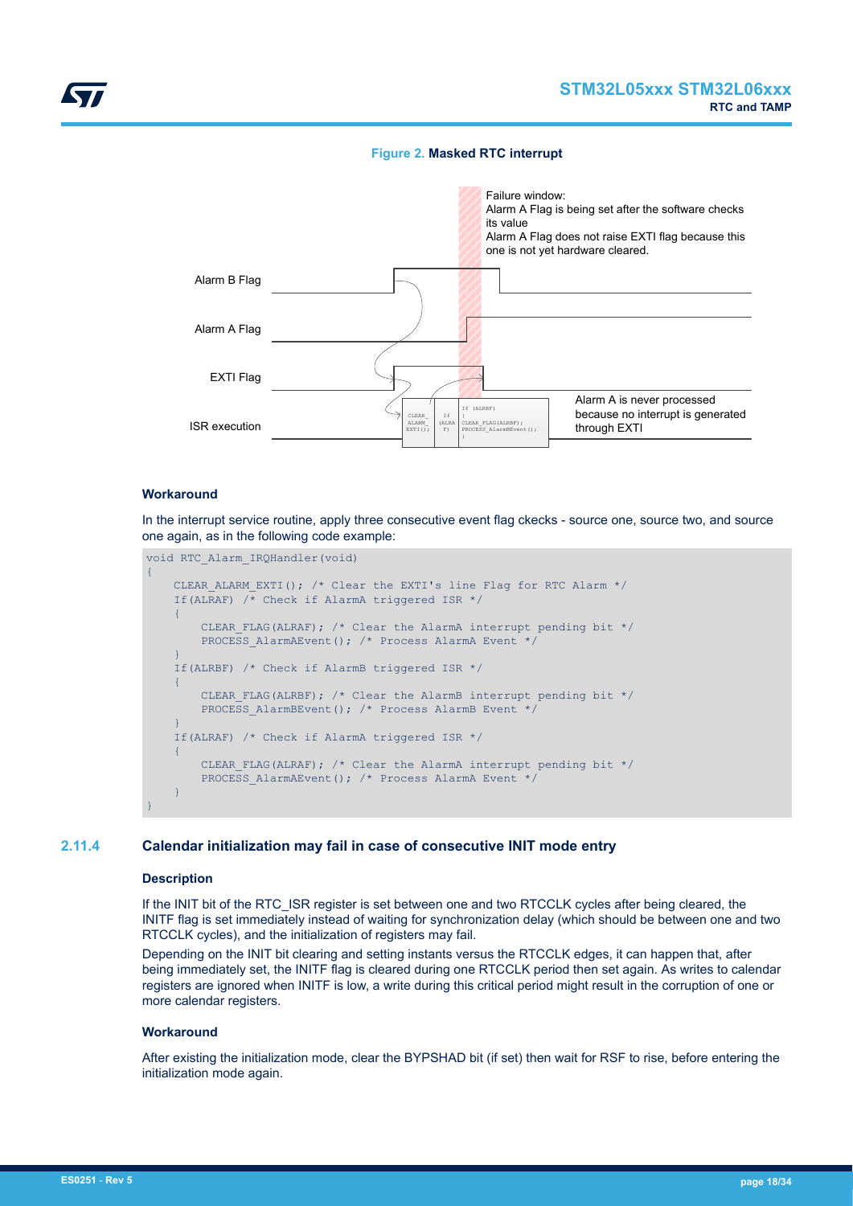**Figure 2. Masked RTC interrupt**

Failure window:
Alarm A Flag is being set after the software checks its value
Alarm A Flag does not raise EXTI flag because this one is not yet hardware cleared.

Alarm B Flag

Alarm A Flag

EXTI Flag

ISR execution

Alarm A is never processed because no interrupt is generated through EXTI

#### Workaround

In the interrupt service routine, apply three consecutive event flag ckecks - source one, source two, and source one again, as in the following code example:

```
void RTC_Alarm_IRQHandler(void)
{
    CLEAR_ALARM_EXTI(); /* Clear the EXTI's line Flag for RTC Alarm */
    If(ALRAF) /* Check if AlarmA triggered ISR */
    {
        CLEAR_FLAG(ALRAF); /* Clear the AlarmA interrupt pending bit */
        PROCESS_AlarmAEvent(); /* Process AlarmA Event */
    }
    If(ALRBF) /* Check if AlarmB triggered ISR */
    {
        CLEAR_FLAG(ALRBF); /* Clear the AlarmB interrupt pending bit */
        PROCESS_AlarmBEvent(); /* Process AlarmB Event */
    }
    If(ALRAF) /* Check if AlarmA triggered ISR */
    {
        CLEAR_FLAG(ALRAF); /* Clear the AlarmA interrupt pending bit */
        PROCESS_AlarmAEvent(); /* Process AlarmA Event */
    }
}
```

### 2.11.4 Calendar initialization may fail in case of consecutive INIT mode entry

#### Description

If the INIT bit of the RTC_ISR register is set between one and two RTCCLK cycles after being cleared, the INITF flag is set immediately instead of waiting for synchronization delay (which should be between one and two RTCCLK cycles), and the initialization of registers may fail.

Depending on the INIT bit clearing and setting instants versus the RTCCLK edges, it can happen that, after being immediately set, the INITF flag is cleared during one RTCCLK period then set again. As writes to calendar registers are ignored when INITF is low, a write during this critical period might result in the corruption of one or more calendar registers.

#### Workaround

After existing the initialization mode, clear the BYPSHAD bit (if set) then wait for RSF to rise, before entering the initialization mode again.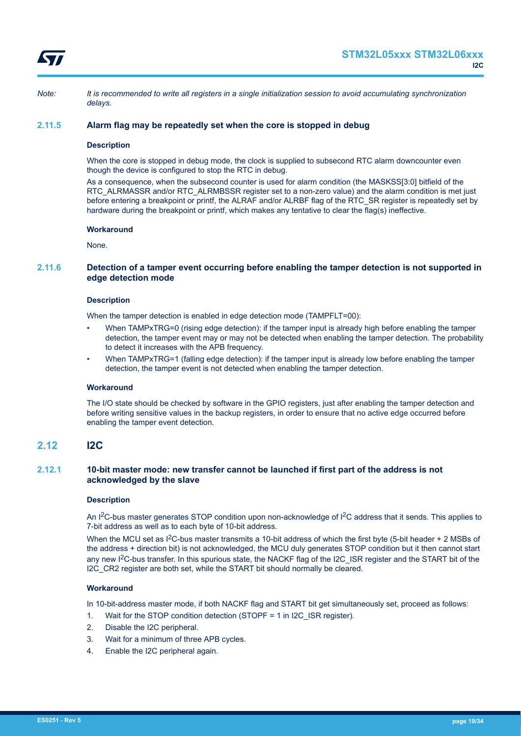*Note: It is recommended to write all registers in a single initialization session to avoid accumulating synchronization delays.*

### 2.11.5 Alarm flag may be repeatedly set when the core is stopped in debug

#### Description

When the core is stopped in debug mode, the clock is supplied to subsecond RTC alarm downcounter even though the device is configured to stop the RTC in debug.

As a consequence, when the subsecond counter is used for alarm condition (the MASKSS[3:0] bitfield of the RTC_ALRMASSR and/or RTC_ALRMBSSR register set to a non-zero value) and the alarm condition is met just before entering a breakpoint or printf, the ALRAF and/or ALRBF flag of the RTC_SR register is repeatedly set by hardware during the breakpoint or printf, which makes any tentative to clear the flag(s) ineffective.

#### Workaround

None.

### 2.11.6 Detection of a tamper event occurring before enabling the tamper detection is not supported in edge detection mode

#### Description

When the tamper detection is enabled in edge detection mode (TAMPFLT=00):

- When TAMPxTRG=0 (rising edge detection): if the tamper input is already high before enabling the tamper detection, the tamper event may or may not be detected when enabling the tamper detection. The probability to detect it increases with the APB frequency.
- When TAMPxTRG=1 (falling edge detection): if the tamper input is already low before enabling the tamper detection, the tamper event is not detected when enabling the tamper detection.

#### Workaround

The I/O state should be checked by software in the GPIO registers, just after enabling the tamper detection and before writing sensitive values in the backup registers, in order to ensure that no active edge occurred before enabling the tamper event detection.

## 2.12 I2C

### 2.12.1 10-bit master mode: new transfer cannot be launched if first part of the address is not acknowledged by the slave

#### Description

An I$^2$C-bus master generates STOP condition upon non-acknowledge of I$^2$C address that it sends. This applies to 7-bit address as well as to each byte of 10-bit address.

When the MCU set as I$^2$C-bus master transmits a 10-bit address of which the first byte (5-bit header + 2 MSBs of the address + direction bit) is not acknowledged, the MCU duly generates STOP condition but it then cannot start any new I$^2$C-bus transfer. In this spurious state, the NACKF flag of the I2C_ISR register and the START bit of the I2C_CR2 register are both set, while the START bit should normally be cleared.

#### Workaround

In 10-bit-address master mode, if both NACKF flag and START bit get simultaneously set, proceed as follows:

1. Wait for the STOP condition detection (STOPF = 1 in I2C_ISR register).
2. Disable the I2C peripheral.
3. Wait for a minimum of three APB cycles.
4. Enable the I2C peripheral again.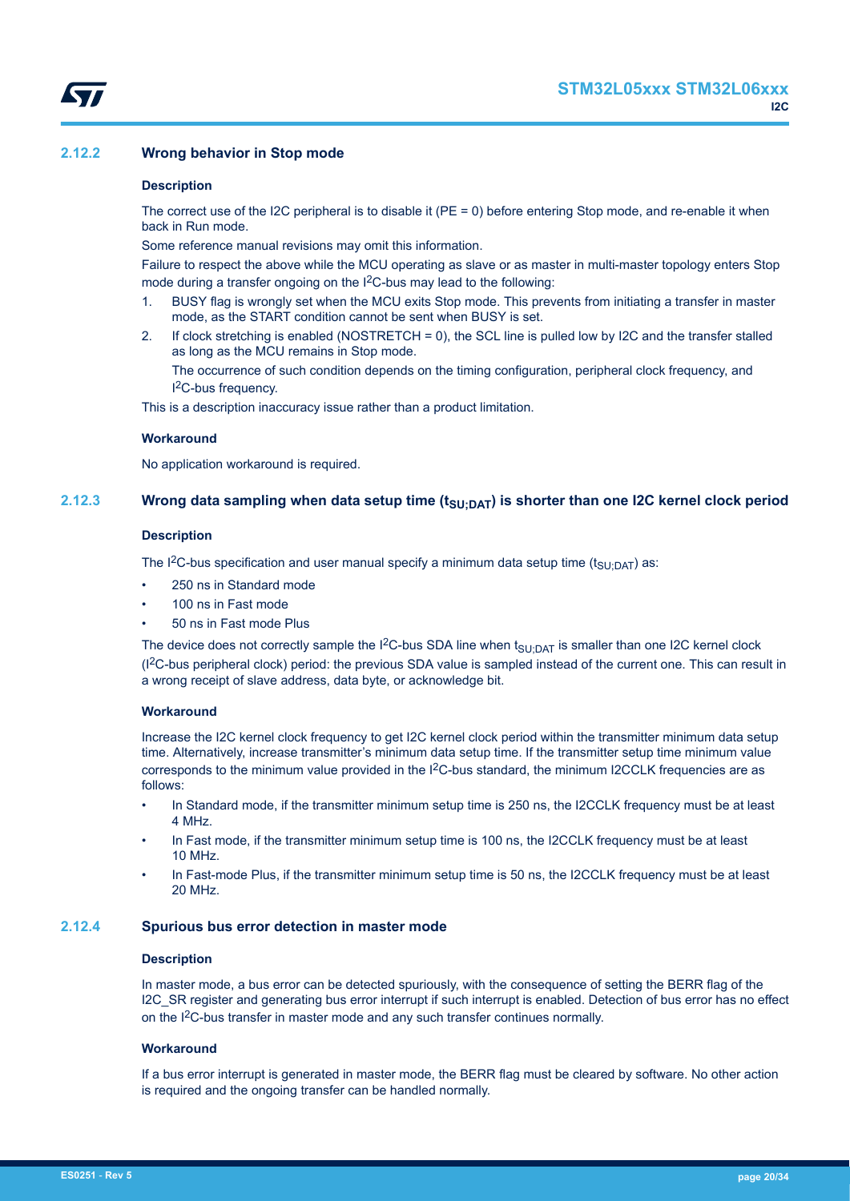### 2.12.2 Wrong behavior in Stop mode

#### Description

The correct use of the I2C peripheral is to disable it (PE = 0) before entering Stop mode, and re-enable it when back in Run mode.

Some reference manual revisions may omit this information.

Failure to respect the above while the MCU operating as slave or as master in multi-master topology enters Stop mode during a transfer ongoing on the I²C-bus may lead to the following:

1. BUSY flag is wrongly set when the MCU exits Stop mode. This prevents from initiating a transfer in master mode, as the START condition cannot be sent when BUSY is set.
2. If clock stretching is enabled (NOSTRETCH = 0), the SCL line is pulled low by I2C and the transfer stalled as long as the MCU remains in Stop mode.

   The occurrence of such condition depends on the timing configuration, peripheral clock frequency, and I²C-bus frequency.

This is a description inaccuracy issue rather than a product limitation.

#### Workaround

No application workaround is required.

### 2.12.3 Wrong data sampling when data setup time ($t_{SU;DAT}$) is shorter than one I2C kernel clock period

#### Description

The I²C-bus specification and user manual specify a minimum data setup time ($t_{SU;DAT}$) as:

- 250 ns in Standard mode
- 100 ns in Fast mode
- 50 ns in Fast mode Plus

The device does not correctly sample the I²C-bus SDA line when $t_{SU;DAT}$ is smaller than one I2C kernel clock (I²C-bus peripheral clock) period: the previous SDA value is sampled instead of the current one. This can result in a wrong receipt of slave address, data byte, or acknowledge bit.

#### Workaround

Increase the I2C kernel clock frequency to get I2C kernel clock period within the transmitter minimum data setup time. Alternatively, increase transmitter's minimum data setup time. If the transmitter setup time minimum value corresponds to the minimum value provided in the I²C-bus standard, the minimum I2CCLK frequencies are as follows:

- In Standard mode, if the transmitter minimum setup time is 250 ns, the I2CCLK frequency must be at least 4 MHz.
- In Fast mode, if the transmitter minimum setup time is 100 ns, the I2CCLK frequency must be at least 10 MHz.
- In Fast-mode Plus, if the transmitter minimum setup time is 50 ns, the I2CCLK frequency must be at least 20 MHz.

### 2.12.4 Spurious bus error detection in master mode

#### Description

In master mode, a bus error can be detected spuriously, with the consequence of setting the BERR flag of the I2C_SR register and generating bus error interrupt if such interrupt is enabled. Detection of bus error has no effect on the I²C-bus transfer in master mode and any such transfer continues normally.

#### Workaround

If a bus error interrupt is generated in master mode, the BERR flag must be cleared by software. No other action is required and the ongoing transfer can be handled normally.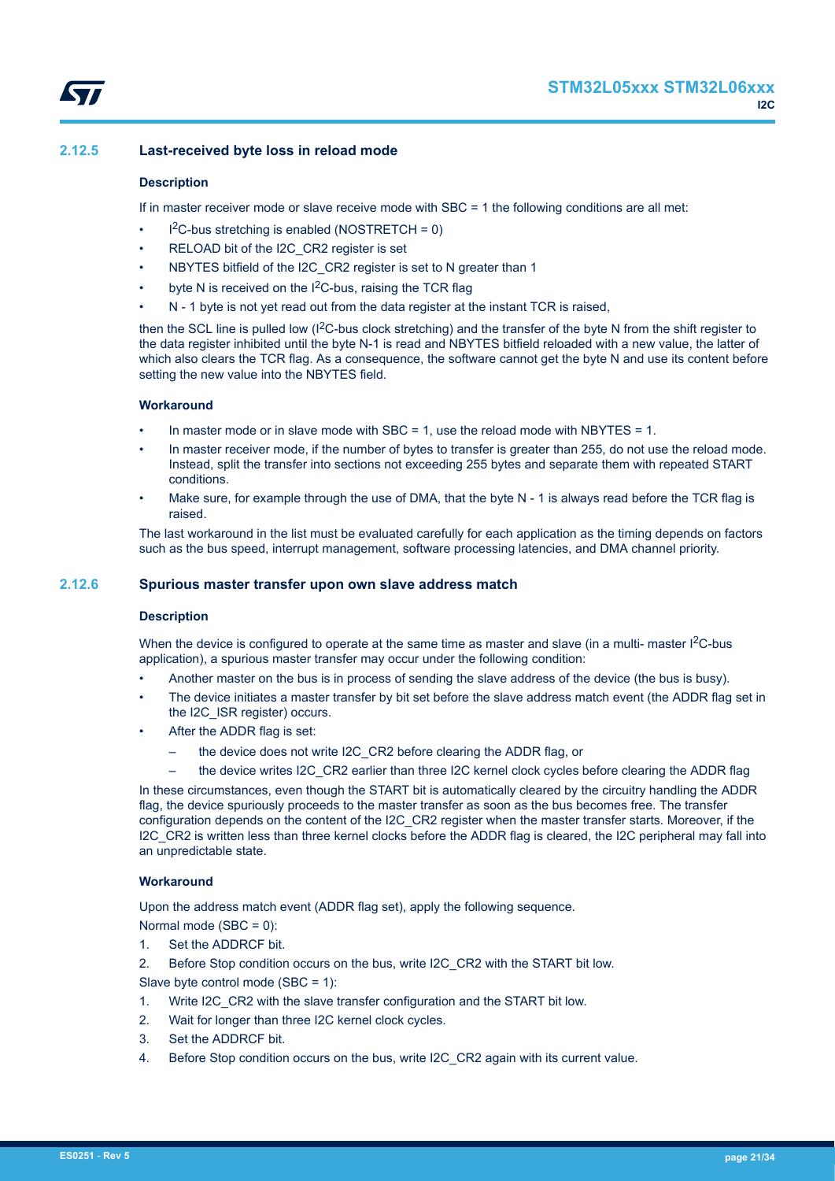### 2.12.5 Last-received byte loss in reload mode

#### Description

If in master receiver mode or slave receive mode with SBC = 1 the following conditions are all met:

- I²C-bus stretching is enabled (NOSTRETCH = 0)
- RELOAD bit of the I2C_CR2 register is set
- NBYTES bitfield of the I2C_CR2 register is set to N greater than 1
- byte N is received on the I²C-bus, raising the TCR flag
- N - 1 byte is not yet read out from the data register at the instant TCR is raised,

then the SCL line is pulled low (I²C-bus clock stretching) and the transfer of the byte N from the shift register to the data register inhibited until the byte N-1 is read and NBYTES bitfield reloaded with a new value, the latter of which also clears the TCR flag. As a consequence, the software cannot get the byte N and use its content before setting the new value into the NBYTES field.

#### Workaround

- In master mode or in slave mode with SBC = 1, use the reload mode with NBYTES = 1.
- In master receiver mode, if the number of bytes to transfer is greater than 255, do not use the reload mode. Instead, split the transfer into sections not exceeding 255 bytes and separate them with repeated START conditions.
- Make sure, for example through the use of DMA, that the byte N - 1 is always read before the TCR flag is raised.

The last workaround in the list must be evaluated carefully for each application as the timing depends on factors such as the bus speed, interrupt management, software processing latencies, and DMA channel priority.

### 2.12.6 Spurious master transfer upon own slave address match

#### Description

When the device is configured to operate at the same time as master and slave (in a multi- master I²C-bus application), a spurious master transfer may occur under the following condition:

- Another master on the bus is in process of sending the slave address of the device (the bus is busy).
- The device initiates a master transfer by bit set before the slave address match event (the ADDR flag set in the I2C_ISR register) occurs.
- After the ADDR flag is set:
  - the device does not write I2C_CR2 before clearing the ADDR flag, or
  - the device writes I2C_CR2 earlier than three I2C kernel clock cycles before clearing the ADDR flag

In these circumstances, even though the START bit is automatically cleared by the circuitry handling the ADDR flag, the device spuriously proceeds to the master transfer as soon as the bus becomes free. The transfer configuration depends on the content of the I2C_CR2 register when the master transfer starts. Moreover, if the I2C_CR2 is written less than three kernel clocks before the ADDR flag is cleared, the I2C peripheral may fall into an unpredictable state.

#### Workaround

Upon the address match event (ADDR flag set), apply the following sequence.

Normal mode (SBC = 0):

1. Set the ADDRCF bit.
2. Before Stop condition occurs on the bus, write I2C_CR2 with the START bit low.

Slave byte control mode (SBC = 1):

1. Write I2C_CR2 with the slave transfer configuration and the START bit low.
2. Wait for longer than three I2C kernel clock cycles.
3. Set the ADDRCF bit.
4. Before Stop condition occurs on the bus, write I2C_CR2 again with its current value.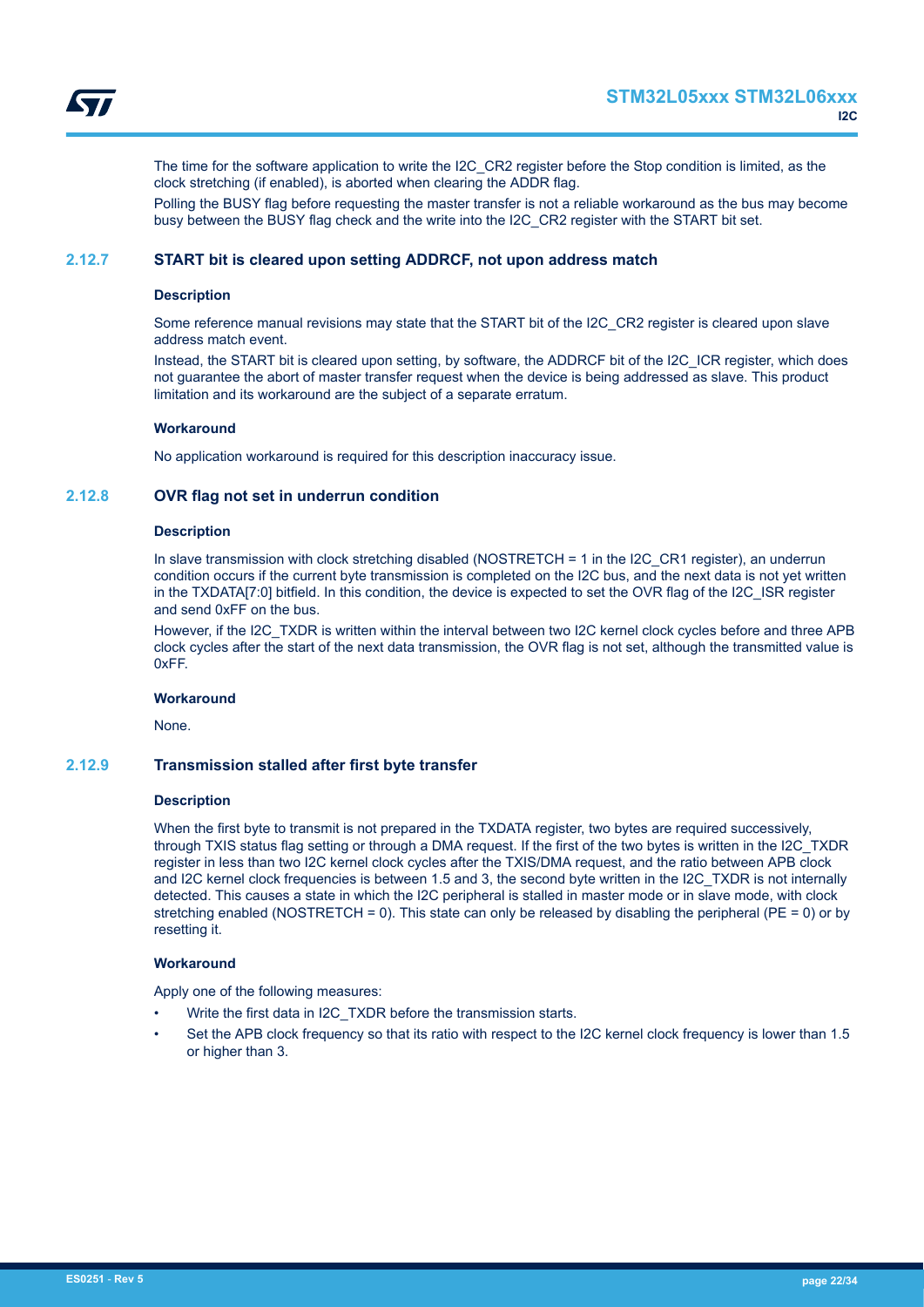The time for the software application to write the I2C_CR2 register before the Stop condition is limited, as the clock stretching (if enabled), is aborted when clearing the ADDR flag.

Polling the BUSY flag before requesting the master transfer is not a reliable workaround as the bus may become busy between the BUSY flag check and the write into the I2C_CR2 register with the START bit set.

### 2.12.7 START bit is cleared upon setting ADDRCF, not upon address match

#### Description

Some reference manual revisions may state that the START bit of the I2C_CR2 register is cleared upon slave address match event.

Instead, the START bit is cleared upon setting, by software, the ADDRCF bit of the I2C_ICR register, which does not guarantee the abort of master transfer request when the device is being addressed as slave. This product limitation and its workaround are the subject of a separate erratum.

#### Workaround

No application workaround is required for this description inaccuracy issue.

### 2.12.8 OVR flag not set in underrun condition

#### Description

In slave transmission with clock stretching disabled (NOSTRETCH = 1 in the I2C_CR1 register), an underrun condition occurs if the current byte transmission is completed on the I2C bus, and the next data is not yet written in the TXDATA[7:0] bitfield. In this condition, the device is expected to set the OVR flag of the I2C_ISR register and send 0xFF on the bus.

However, if the I2C_TXDR is written within the interval between two I2C kernel clock cycles before and three APB clock cycles after the start of the next data transmission, the OVR flag is not set, although the transmitted value is 0xFF.

#### Workaround

None.

### 2.12.9 Transmission stalled after first byte transfer

#### Description

When the first byte to transmit is not prepared in the TXDATA register, two bytes are required successively, through TXIS status flag setting or through a DMA request. If the first of the two bytes is written in the I2C_TXDR register in less than two I2C kernel clock cycles after the TXIS/DMA request, and the ratio between APB clock and I2C kernel clock frequencies is between 1.5 and 3, the second byte written in the I2C_TXDR is not internally detected. This causes a state in which the I2C peripheral is stalled in master mode or in slave mode, with clock stretching enabled (NOSTRETCH = 0). This state can only be released by disabling the peripheral (PE = 0) or by resetting it.

#### Workaround

Apply one of the following measures:

- Write the first data in I2C_TXDR before the transmission starts.
- Set the APB clock frequency so that its ratio with respect to the I2C kernel clock frequency is lower than 1.5 or higher than 3.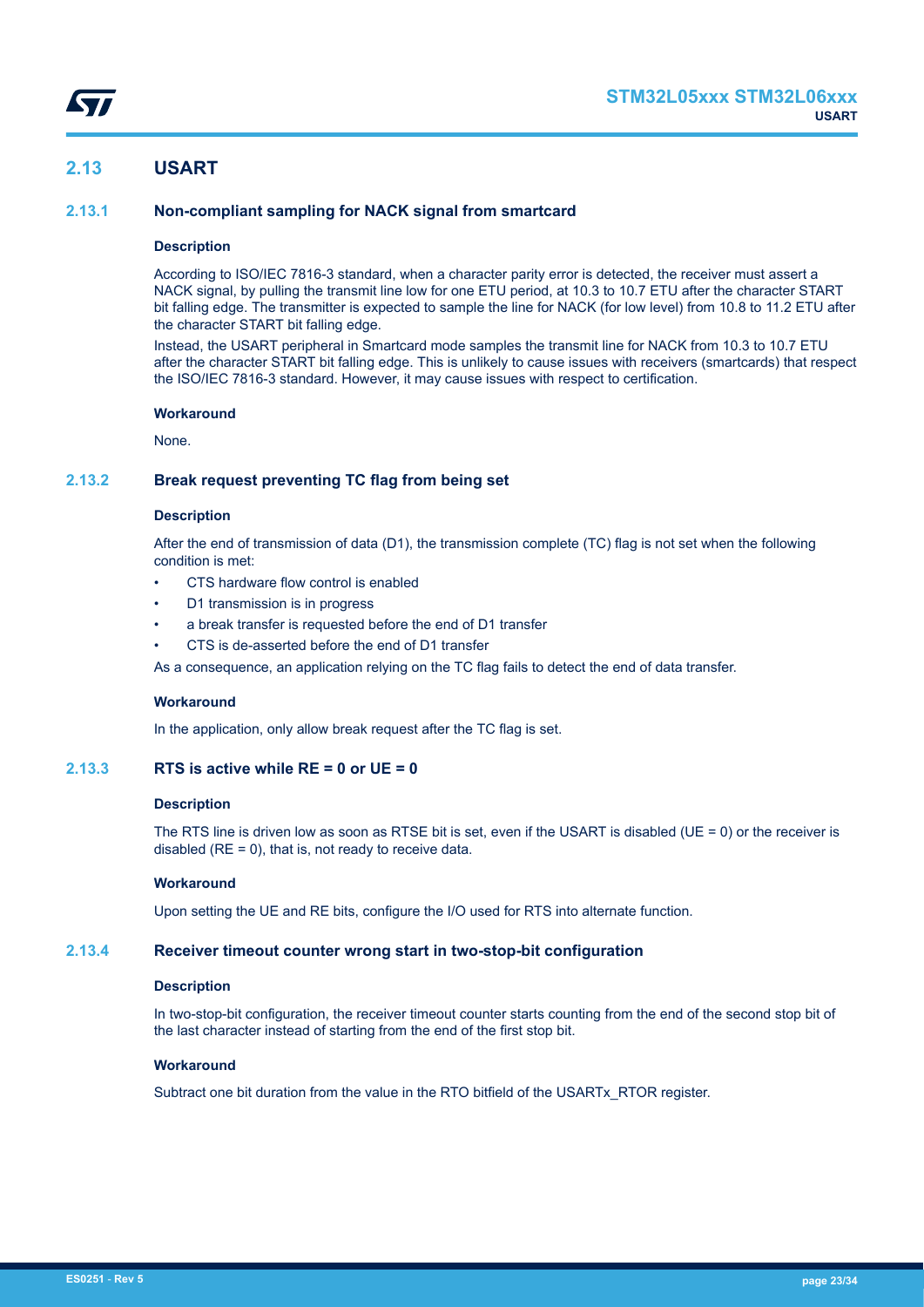## 2.13 USART

### 2.13.1 Non-compliant sampling for NACK signal from smartcard

#### Description

According to ISO/IEC 7816-3 standard, when a character parity error is detected, the receiver must assert a NACK signal, by pulling the transmit line low for one ETU period, at 10.3 to 10.7 ETU after the character START bit falling edge. The transmitter is expected to sample the line for NACK (for low level) from 10.8 to 11.2 ETU after the character START bit falling edge.

Instead, the USART peripheral in Smartcard mode samples the transmit line for NACK from 10.3 to 10.7 ETU after the character START bit falling edge. This is unlikely to cause issues with receivers (smartcards) that respect the ISO/IEC 7816-3 standard. However, it may cause issues with respect to certification.

#### Workaround

None.

### 2.13.2 Break request preventing TC flag from being set

#### Description

After the end of transmission of data (D1), the transmission complete (TC) flag is not set when the following condition is met:

- CTS hardware flow control is enabled
- D1 transmission is in progress
- a break transfer is requested before the end of D1 transfer
- CTS is de-asserted before the end of D1 transfer

As a consequence, an application relying on the TC flag fails to detect the end of data transfer.

#### Workaround

In the application, only allow break request after the TC flag is set.

### 2.13.3 RTS is active while RE = 0 or UE = 0

#### Description

The RTS line is driven low as soon as RTSE bit is set, even if the USART is disabled (UE = 0) or the receiver is disabled (RE = 0), that is, not ready to receive data.

#### Workaround

Upon setting the UE and RE bits, configure the I/O used for RTS into alternate function.

### 2.13.4 Receiver timeout counter wrong start in two-stop-bit configuration

#### Description

In two-stop-bit configuration, the receiver timeout counter starts counting from the end of the second stop bit of the last character instead of starting from the end of the first stop bit.

#### Workaround

Subtract one bit duration from the value in the RTO bitfield of the USARTx_RTOR register.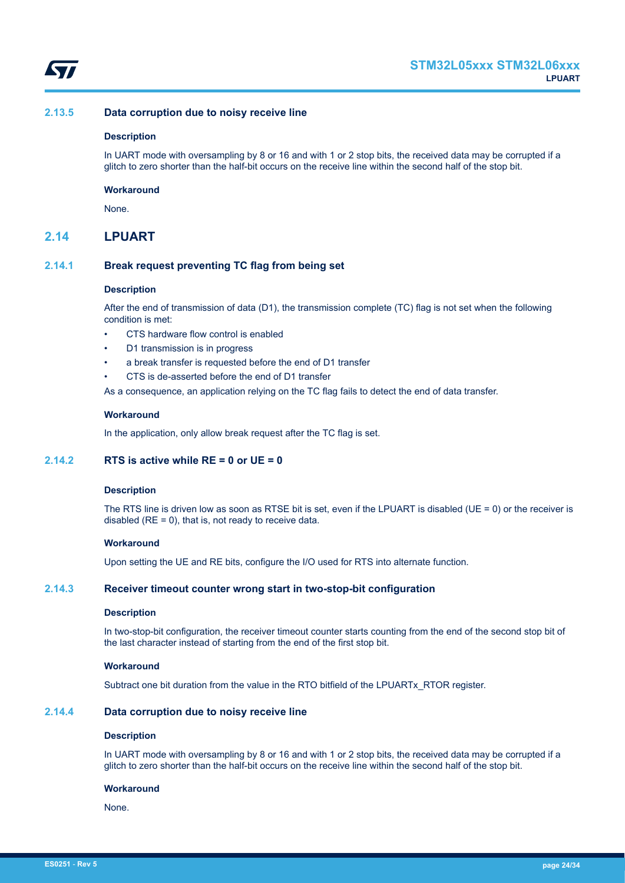### 2.13.5 Data corruption due to noisy receive line

#### Description

In UART mode with oversampling by 8 or 16 and with 1 or 2 stop bits, the received data may be corrupted if a glitch to zero shorter than the half-bit occurs on the receive line within the second half of the stop bit.

#### Workaround

None.

## 2.14 LPUART

### 2.14.1 Break request preventing TC flag from being set

#### Description

After the end of transmission of data (D1), the transmission complete (TC) flag is not set when the following condition is met:

- CTS hardware flow control is enabled
- D1 transmission is in progress
- a break transfer is requested before the end of D1 transfer
- CTS is de-asserted before the end of D1 transfer

As a consequence, an application relying on the TC flag fails to detect the end of data transfer.

#### Workaround

In the application, only allow break request after the TC flag is set.

### 2.14.2 RTS is active while RE = 0 or UE = 0

#### Description

The RTS line is driven low as soon as RTSE bit is set, even if the LPUART is disabled (UE = 0) or the receiver is disabled (RE = 0), that is, not ready to receive data.

#### Workaround

Upon setting the UE and RE bits, configure the I/O used for RTS into alternate function.

### 2.14.3 Receiver timeout counter wrong start in two-stop-bit configuration

#### Description

In two-stop-bit configuration, the receiver timeout counter starts counting from the end of the second stop bit of the last character instead of starting from the end of the first stop bit.

#### Workaround

Subtract one bit duration from the value in the RTO bitfield of the LPUARTx_RTOR register.

### 2.14.4 Data corruption due to noisy receive line

#### Description

In UART mode with oversampling by 8 or 16 and with 1 or 2 stop bits, the received data may be corrupted if a glitch to zero shorter than the half-bit occurs on the receive line within the second half of the stop bit.

#### Workaround

None.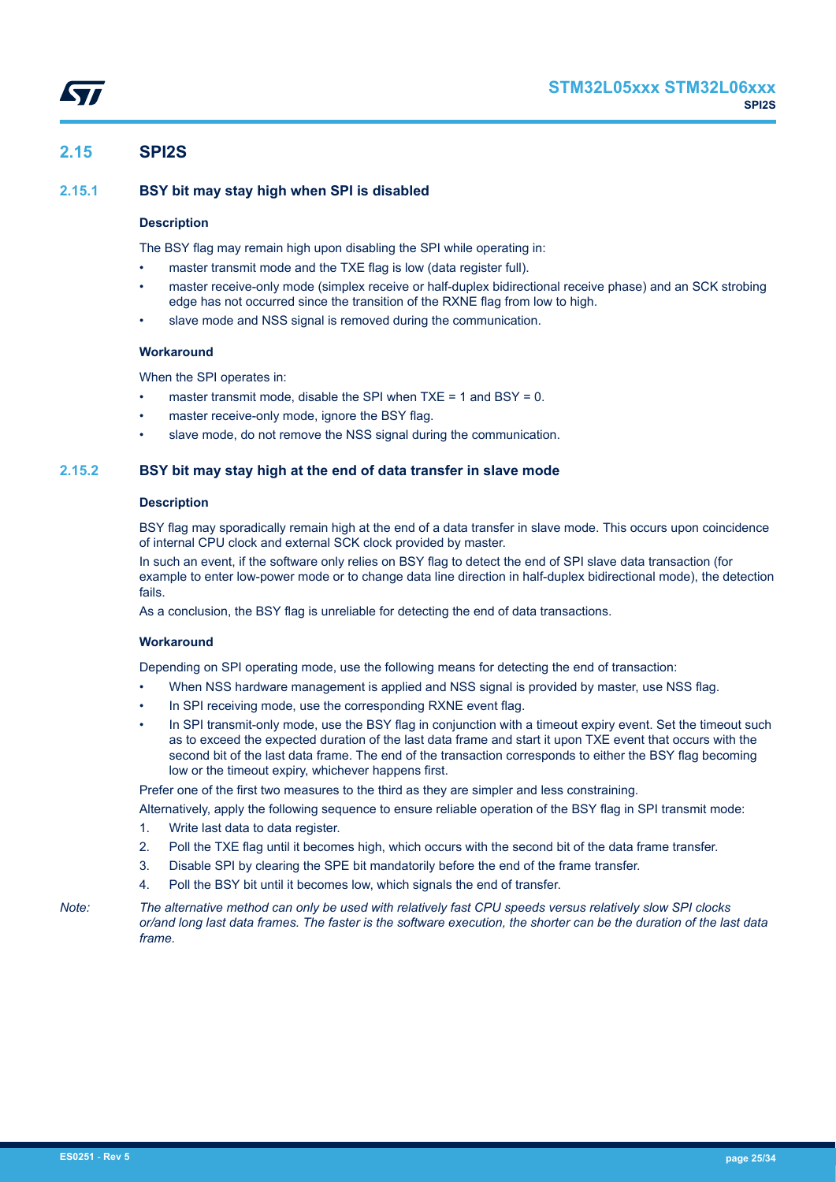## 2.15 SPI2S

### 2.15.1 BSY bit may stay high when SPI is disabled

#### Description

The BSY flag may remain high upon disabling the SPI while operating in:

- master transmit mode and the TXE flag is low (data register full).
- master receive-only mode (simplex receive or half-duplex bidirectional receive phase) and an SCK strobing edge has not occurred since the transition of the RXNE flag from low to high.
- slave mode and NSS signal is removed during the communication.

#### Workaround

When the SPI operates in:

- master transmit mode, disable the SPI when TXE = 1 and BSY = 0.
- master receive-only mode, ignore the BSY flag.
- slave mode, do not remove the NSS signal during the communication.

### 2.15.2 BSY bit may stay high at the end of data transfer in slave mode

#### Description

BSY flag may sporadically remain high at the end of a data transfer in slave mode. This occurs upon coincidence of internal CPU clock and external SCK clock provided by master.

In such an event, if the software only relies on BSY flag to detect the end of SPI slave data transaction (for example to enter low-power mode or to change data line direction in half-duplex bidirectional mode), the detection fails.

As a conclusion, the BSY flag is unreliable for detecting the end of data transactions.

#### Workaround

Depending on SPI operating mode, use the following means for detecting the end of transaction:

- When NSS hardware management is applied and NSS signal is provided by master, use NSS flag.
- In SPI receiving mode, use the corresponding RXNE event flag.
- In SPI transmit-only mode, use the BSY flag in conjunction with a timeout expiry event. Set the timeout such as to exceed the expected duration of the last data frame and start it upon TXE event that occurs with the second bit of the last data frame. The end of the transaction corresponds to either the BSY flag becoming low or the timeout expiry, whichever happens first.

Prefer one of the first two measures to the third as they are simpler and less constraining.

Alternatively, apply the following sequence to ensure reliable operation of the BSY flag in SPI transmit mode:

1. Write last data to data register.
2. Poll the TXE flag until it becomes high, which occurs with the second bit of the data frame transfer.
3. Disable SPI by clearing the SPE bit mandatorily before the end of the frame transfer.
4. Poll the BSY bit until it becomes low, which signals the end of transfer.

*Note: The alternative method can only be used with relatively fast CPU speeds versus relatively slow SPI clocks or/and long last data frames. The faster is the software execution, the shorter can be the duration of the last data frame.*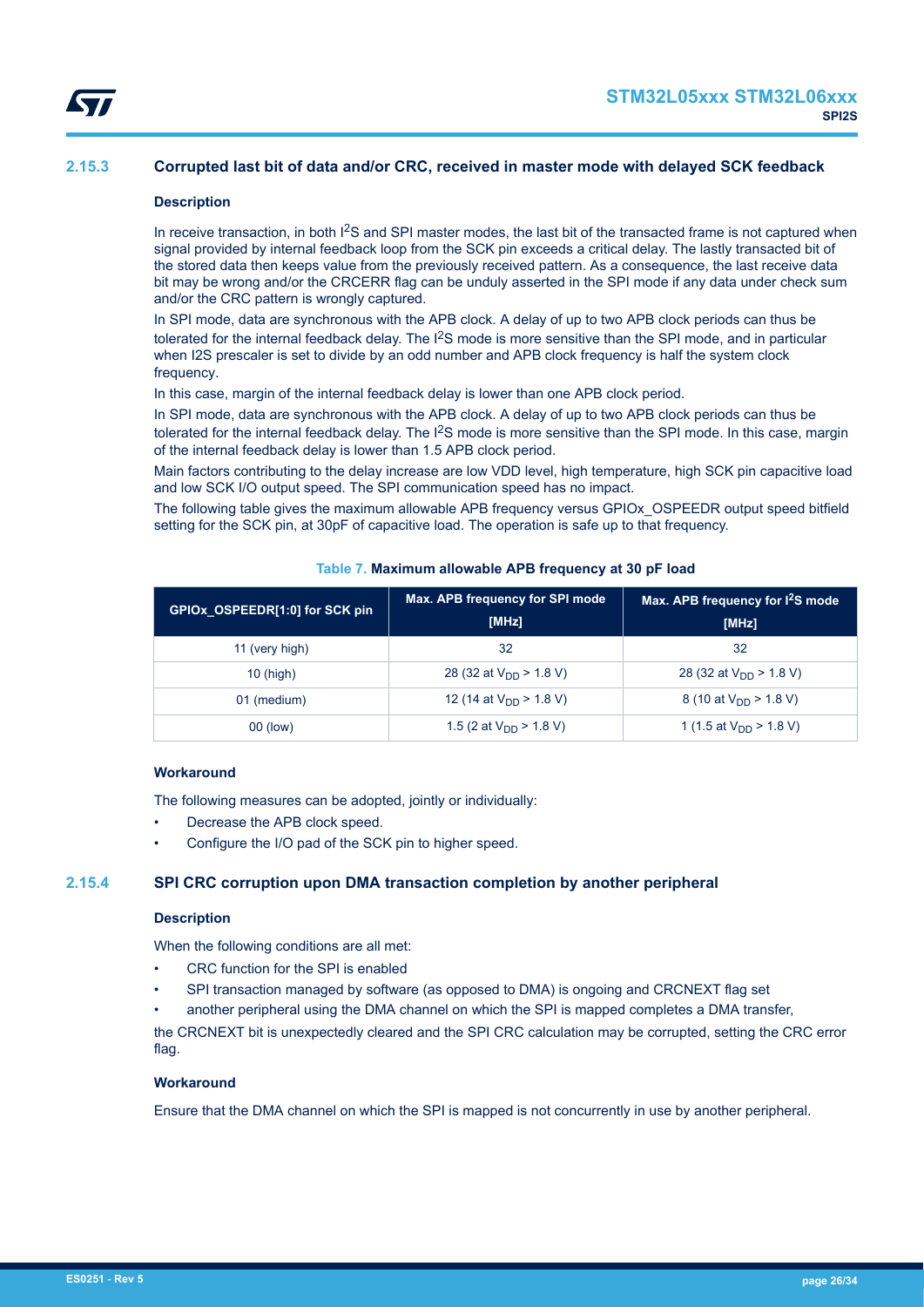### 2.15.3 Corrupted last bit of data and/or CRC, received in master mode with delayed SCK feedback

#### Description

In receive transaction, in both $I^2S$ and SPI master modes, the last bit of the transacted frame is not captured when signal provided by internal feedback loop from the SCK pin exceeds a critical delay. The lastly transacted bit of the stored data then keeps value from the previously received pattern. As a consequence, the last receive data bit may be wrong and/or the CRCERR flag can be unduly asserted in the SPI mode if any data under check sum and/or the CRC pattern is wrongly captured.

In SPI mode, data are synchronous with the APB clock. A delay of up to two APB clock periods can thus be tolerated for the internal feedback delay. The $I^2S$ mode is more sensitive than the SPI mode, and in particular when I2S prescaler is set to divide by an odd number and APB clock frequency is half the system clock frequency.

In this case, margin of the internal feedback delay is lower than one APB clock period.

In SPI mode, data are synchronous with the APB clock. A delay of up to two APB clock periods can thus be tolerated for the internal feedback delay. The $I^2S$ mode is more sensitive than the SPI mode. In this case, margin of the internal feedback delay is lower than 1.5 APB clock period.

Main factors contributing to the delay increase are low VDD level, high temperature, high SCK pin capacitive load and low SCK I/O output speed. The SPI communication speed has no impact.

The following table gives the maximum allowable APB frequency versus GPIOx_OSPEEDR output speed bitfield setting for the SCK pin, at 30pF of capacitive load. The operation is safe up to that frequency.

**Table 7. Maximum allowable APB frequency at 30 pF load**

| GPIOx_OSPEEDR[1:0] for SCK pin | Max. APB frequency for SPI mode [MHz] | Max. APB frequency for $I^2S$ mode [MHz] |
|---|---|---|
| 11 (very high) | 32 | 32 |
| 10 (high) | 28 (32 at $V_{DD}$ > 1.8 V) | 28 (32 at $V_{DD}$ > 1.8 V) |
| 01 (medium) | 12 (14 at $V_{DD}$ > 1.8 V) | 8 (10 at $V_{DD}$ > 1.8 V) |
| 00 (low) | 1.5 (2 at $V_{DD}$ > 1.8 V) | 1 (1.5 at $V_{DD}$ > 1.8 V) |

#### Workaround

The following measures can be adopted, jointly or individually:

- Decrease the APB clock speed.
- Configure the I/O pad of the SCK pin to higher speed.

### 2.15.4 SPI CRC corruption upon DMA transaction completion by another peripheral

#### Description

When the following conditions are all met:

- CRC function for the SPI is enabled
- SPI transaction managed by software (as opposed to DMA) is ongoing and CRCNEXT flag set
- another peripheral using the DMA channel on which the SPI is mapped completes a DMA transfer,

the CRCNEXT bit is unexpectedly cleared and the SPI CRC calculation may be corrupted, setting the CRC error flag.

#### Workaround

Ensure that the DMA channel on which the SPI is mapped is not concurrently in use by another peripheral.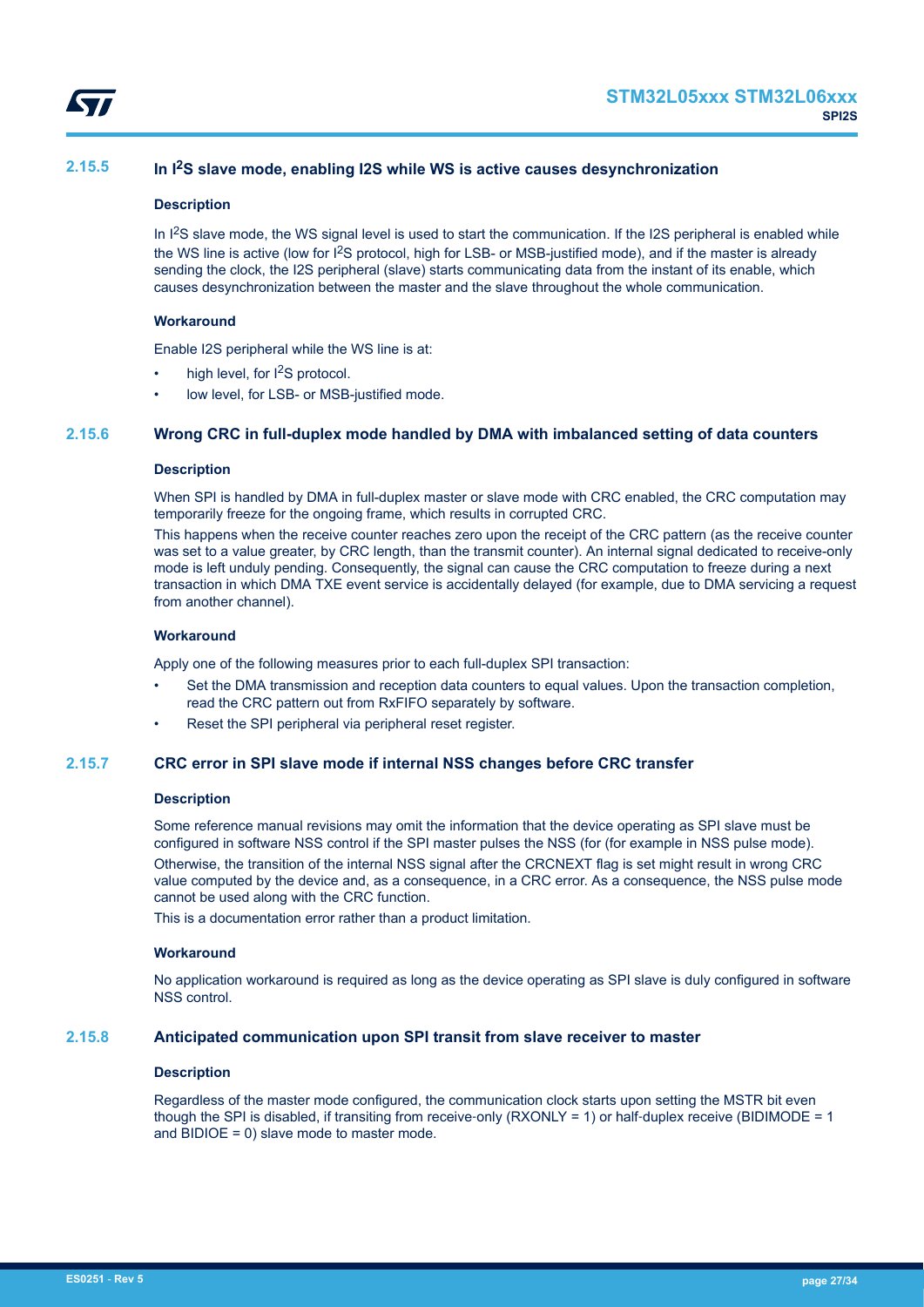### 2.15.5 In I²S slave mode, enabling I2S while WS is active causes desynchronization

#### Description

In I²S slave mode, the WS signal level is used to start the communication. If the I2S peripheral is enabled while the WS line is active (low for I²S protocol, high for LSB- or MSB-justified mode), and if the master is already sending the clock, the I2S peripheral (slave) starts communicating data from the instant of its enable, which causes desynchronization between the master and the slave throughout the whole communication.

#### Workaround

Enable I2S peripheral while the WS line is at:

- high level, for I²S protocol.
- low level, for LSB- or MSB-justified mode.

### 2.15.6 Wrong CRC in full-duplex mode handled by DMA with imbalanced setting of data counters

#### Description

When SPI is handled by DMA in full-duplex master or slave mode with CRC enabled, the CRC computation may temporarily freeze for the ongoing frame, which results in corrupted CRC.

This happens when the receive counter reaches zero upon the receipt of the CRC pattern (as the receive counter was set to a value greater, by CRC length, than the transmit counter). An internal signal dedicated to receive-only mode is left unduly pending. Consequently, the signal can cause the CRC computation to freeze during a next transaction in which DMA TXE event service is accidentally delayed (for example, due to DMA servicing a request from another channel).

#### Workaround

Apply one of the following measures prior to each full-duplex SPI transaction:

- Set the DMA transmission and reception data counters to equal values. Upon the transaction completion, read the CRC pattern out from RxFIFO separately by software.
- Reset the SPI peripheral via peripheral reset register.

### 2.15.7 CRC error in SPI slave mode if internal NSS changes before CRC transfer

#### Description

Some reference manual revisions may omit the information that the device operating as SPI slave must be configured in software NSS control if the SPI master pulses the NSS (for (for example in NSS pulse mode). Otherwise, the transition of the internal NSS signal after the CRCNEXT flag is set might result in wrong CRC value computed by the device and, as a consequence, in a CRC error. As a consequence, the NSS pulse mode cannot be used along with the CRC function.

This is a documentation error rather than a product limitation.

#### Workaround

No application workaround is required as long as the device operating as SPI slave is duly configured in software NSS control.

### 2.15.8 Anticipated communication upon SPI transit from slave receiver to master

#### Description

Regardless of the master mode configured, the communication clock starts upon setting the MSTR bit even though the SPI is disabled, if transiting from receive-only (RXONLY = 1) or half-duplex receive (BIDIMODE = 1 and BIDIOE = 0) slave mode to master mode.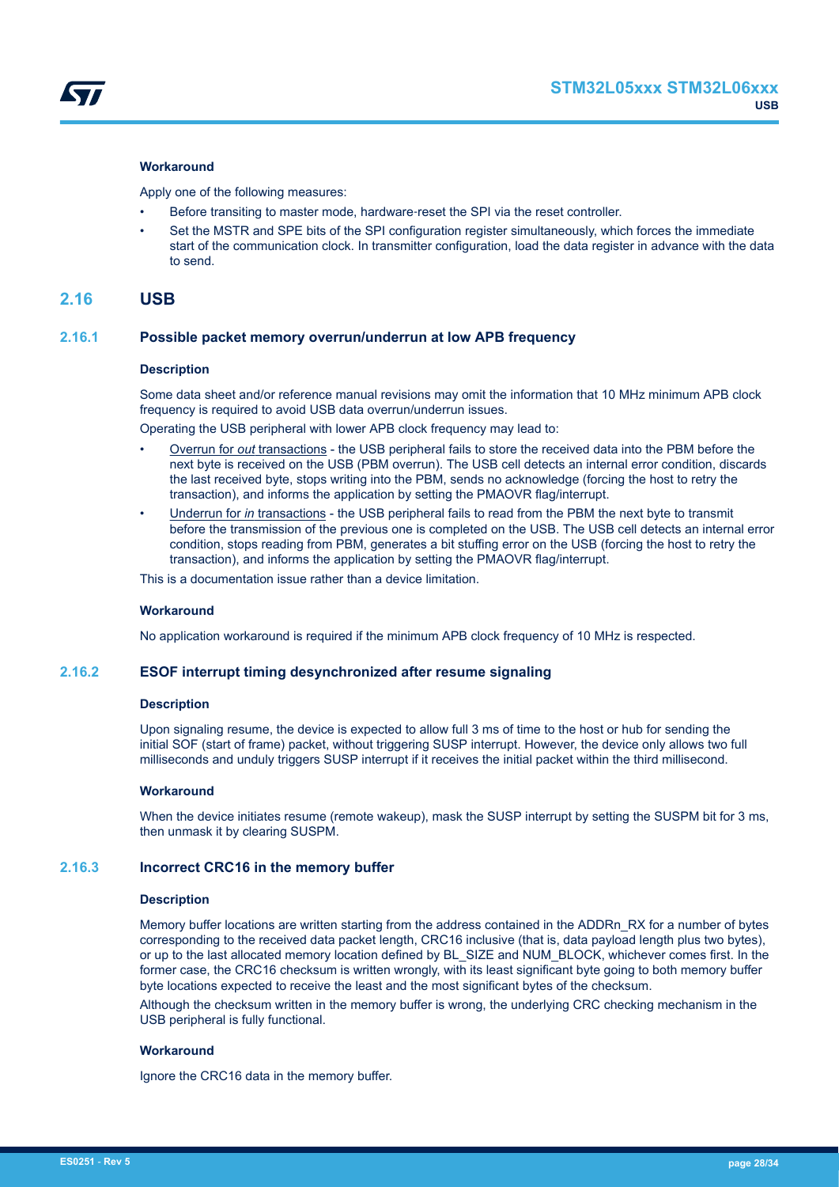#### Workaround

Apply one of the following measures:

- Before transiting to master mode, hardware-reset the SPI via the reset controller.
- Set the MSTR and SPE bits of the SPI configuration register simultaneously, which forces the immediate start of the communication clock. In transmitter configuration, load the data register in advance with the data to send.

## 2.16 USB

### 2.16.1 Possible packet memory overrun/underrun at low APB frequency

#### Description

Some data sheet and/or reference manual revisions may omit the information that 10 MHz minimum APB clock frequency is required to avoid USB data overrun/underrun issues.

Operating the USB peripheral with lower APB clock frequency may lead to:

- Overrun for *out* transactions - the USB peripheral fails to store the received data into the PBM before the next byte is received on the USB (PBM overrun). The USB cell detects an internal error condition, discards the last received byte, stops writing into the PBM, sends no acknowledge (forcing the host to retry the transaction), and informs the application by setting the PMAOVR flag/interrupt.
- Underrun for *in* transactions - the USB peripheral fails to read from the PBM the next byte to transmit before the transmission of the previous one is completed on the USB. The USB cell detects an internal error condition, stops reading from PBM, generates a bit stuffing error on the USB (forcing the host to retry the transaction), and informs the application by setting the PMAOVR flag/interrupt.

This is a documentation issue rather than a device limitation.

#### Workaround

No application workaround is required if the minimum APB clock frequency of 10 MHz is respected.

### 2.16.2 ESOF interrupt timing desynchronized after resume signaling

#### Description

Upon signaling resume, the device is expected to allow full 3 ms of time to the host or hub for sending the initial SOF (start of frame) packet, without triggering SUSP interrupt. However, the device only allows two full milliseconds and unduly triggers SUSP interrupt if it receives the initial packet within the third millisecond.

#### Workaround

When the device initiates resume (remote wakeup), mask the SUSP interrupt by setting the SUSPM bit for 3 ms, then unmask it by clearing SUSPM.

### 2.16.3 Incorrect CRC16 in the memory buffer

#### Description

Memory buffer locations are written starting from the address contained in the ADDRn_RX for a number of bytes corresponding to the received data packet length, CRC16 inclusive (that is, data payload length plus two bytes), or up to the last allocated memory location defined by BL_SIZE and NUM_BLOCK, whichever comes first. In the former case, the CRC16 checksum is written wrongly, with its least significant byte going to both memory buffer byte locations expected to receive the least and the most significant bytes of the checksum.

Although the checksum written in the memory buffer is wrong, the underlying CRC checking mechanism in the USB peripheral is fully functional.

#### Workaround

Ignore the CRC16 data in the memory buffer.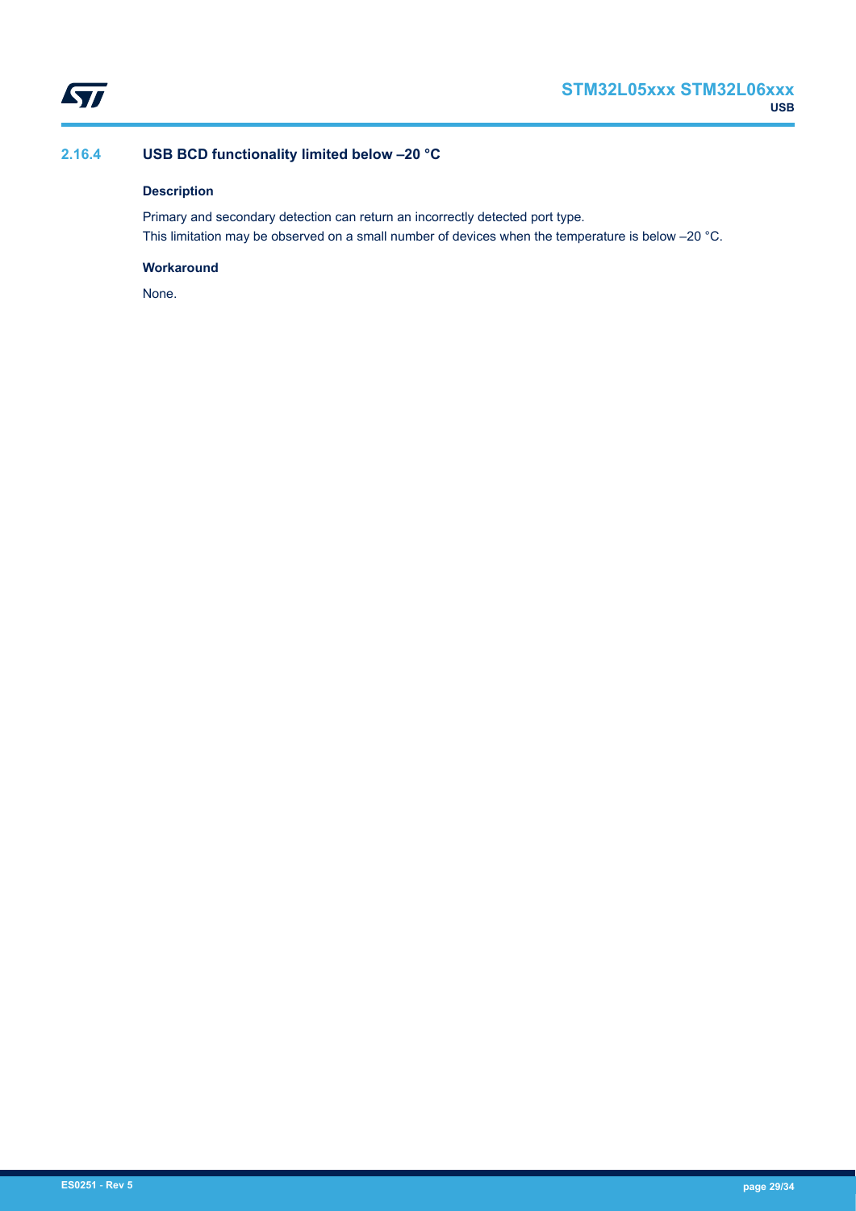### 2.16.4 USB BCD functionality limited below –20 °C

#### Description

Primary and secondary detection can return an incorrectly detected port type.
This limitation may be observed on a small number of devices when the temperature is below –20 °C.

#### Workaround

None.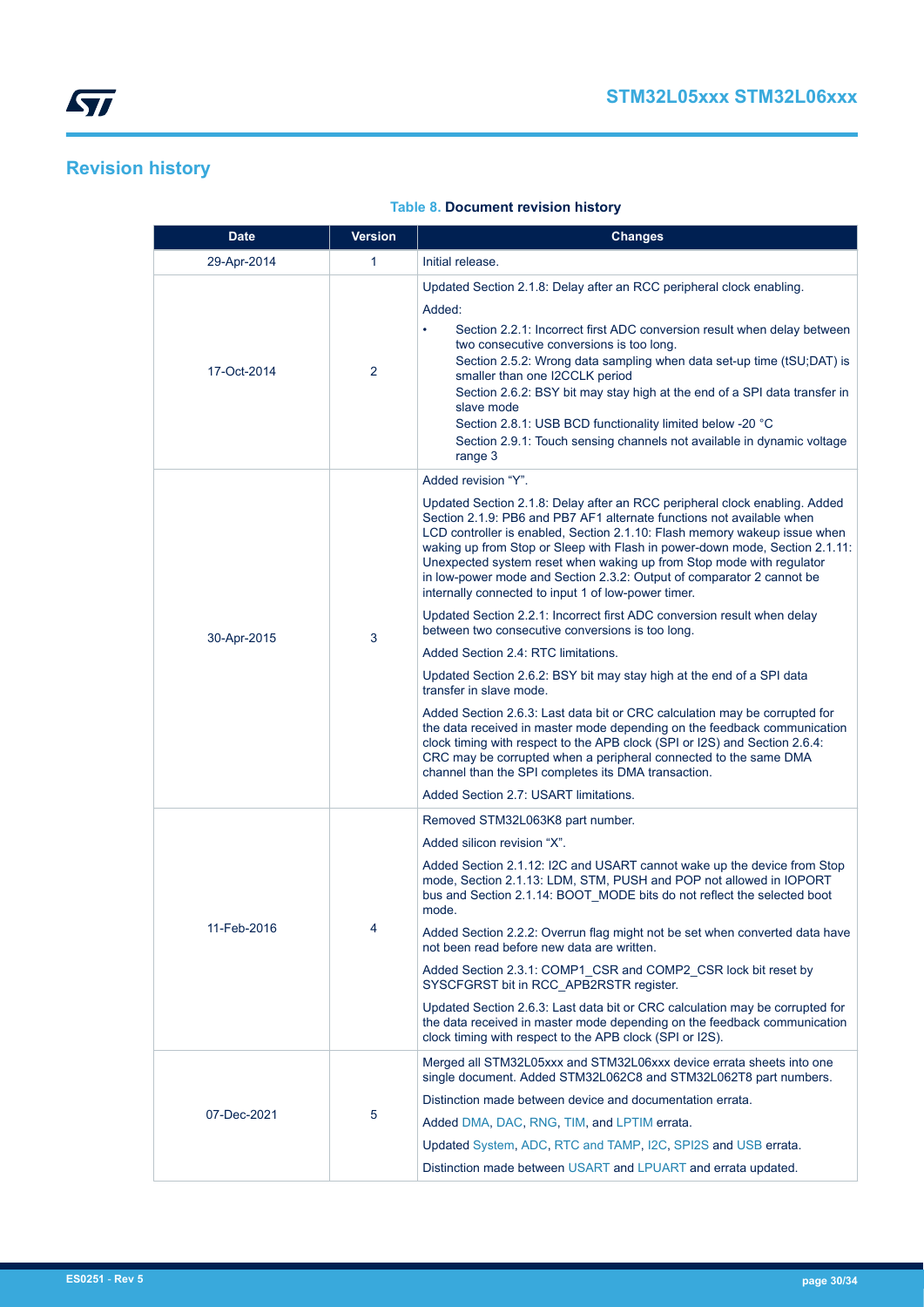# Revision history

**Table 8. Document revision history**

| Date | Version | Changes |
| --- | --- | --- |
| 29-Apr-2014 | 1 | Initial release. |
| 17-Oct-2014 | 2 | Updated Section 2.1.8: Delay after an RCC peripheral clock enabling.<br>Added:<br>• Section 2.2.1: Incorrect first ADC conversion result when delay between two consecutive conversions is too long.<br>Section 2.5.2: Wrong data sampling when data set-up time (tSU;DAT) is smaller than one I2CCLK period<br>Section 2.6.2: BSY bit may stay high at the end of a SPI data transfer in slave mode<br>Section 2.8.1: USB BCD functionality limited below -20 °C<br>Section 2.9.1: Touch sensing channels not available in dynamic voltage range 3 |
| 30-Apr-2015 | 3 | Added revision “Y”.<br>Updated Section 2.1.8: Delay after an RCC peripheral clock enabling. Added Section 2.1.9: PB6 and PB7 AF1 alternate functions not available when LCD controller is enabled, Section 2.1.10: Flash memory wakeup issue when waking up from Stop or Sleep with Flash in power-down mode, Section 2.1.11: Unexpected system reset when waking up from Stop mode with regulator in low-power mode and Section 2.3.2: Output of comparator 2 cannot be internally connected to input 1 of low-power timer.<br>Updated Section 2.2.1: Incorrect first ADC conversion result when delay between two consecutive conversions is too long.<br>Added Section 2.4: RTC limitations.<br>Updated Section 2.6.2: BSY bit may stay high at the end of a SPI data transfer in slave mode.<br>Added Section 2.6.3: Last data bit or CRC calculation may be corrupted for the data received in master mode depending on the feedback communication clock timing with respect to the APB clock (SPI or I2S) and Section 2.6.4: CRC may be corrupted when a peripheral connected to the same DMA channel than the SPI completes its DMA transaction.<br>Added Section 2.7: USART limitations. |
| 11-Feb-2016 | 4 | Removed STM32L063K8 part number.<br>Added silicon revision “X”.<br>Added Section 2.1.12: I2C and USART cannot wake up the device from Stop mode, Section 2.1.13: LDM, STM, PUSH and POP not allowed in IOPORT bus and Section 2.1.14: BOOT_MODE bits do not reflect the selected boot mode.<br>Added Section 2.2.2: Overrun flag might not be set when converted data have not been read before new data are written.<br>Added Section 2.3.1: COMP1_CSR and COMP2_CSR lock bit reset by SYSCFGRST bit in RCC_APB2RSTR register.<br>Updated Section 2.6.3: Last data bit or CRC calculation may be corrupted for the data received in master mode depending on the feedback communication clock timing with respect to the APB clock (SPI or I2S). |
| 07-Dec-2021 | 5 | Merged all STM32L05xxx and STM32L06xxx device errata sheets into one single document. Added STM32L062C8 and STM32L062T8 part numbers.<br>Distinction made between device and documentation errata.<br>Added DMA, DAC, RNG, TIM, and LPTIM errata.<br>Updated System, ADC, RTC and TAMP, I2C, SPI2S and USB errata.<br>Distinction made between USART and LPUART and errata updated. |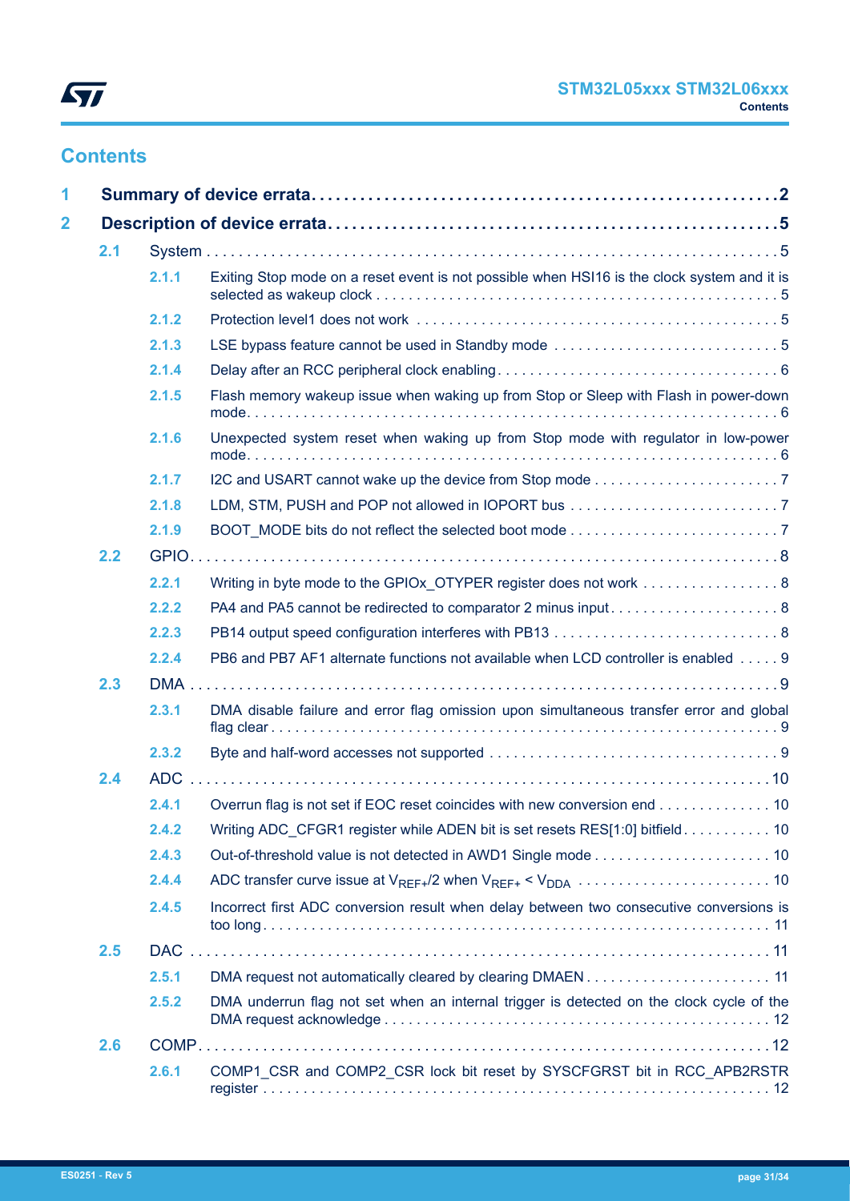## Contents

**1 Summary of device errata . . . 2**

**2 Description of device errata . . . 5**

- 2.1 System . . . 5
  - 2.1.1 Exiting Stop mode on a reset event is not possible when HSI16 is the clock system and it is selected as wakeup clock . . . 5
  - 2.1.2 Protection level1 does not work . . . 5
  - 2.1.3 LSE bypass feature cannot be used in Standby mode . . . 5
  - 2.1.4 Delay after an RCC peripheral clock enabling . . . 6
  - 2.1.5 Flash memory wakeup issue when waking up from Stop or Sleep with Flash in power-down mode . . . 6
  - 2.1.6 Unexpected system reset when waking up from Stop mode with regulator in low-power mode . . . 6
  - 2.1.7 I2C and USART cannot wake up the device from Stop mode . . . 7
  - 2.1.8 LDM, STM, PUSH and POP not allowed in IOPORT bus . . . 7
  - 2.1.9 BOOT_MODE bits do not reflect the selected boot mode . . . 7
- 2.2 GPIO . . . 8
  - 2.2.1 Writing in byte mode to the GPIOx_OTYPER register does not work . . . 8
  - 2.2.2 PA4 and PA5 cannot be redirected to comparator 2 minus input . . . 8
  - 2.2.3 PB14 output speed configuration interferes with PB13 . . . 8
  - 2.2.4 PB6 and PB7 AF1 alternate functions not available when LCD controller is enabled . . . 9
- 2.3 DMA . . . 9
  - 2.3.1 DMA disable failure and error flag omission upon simultaneous transfer error and global flag clear . . . 9
  - 2.3.2 Byte and half-word accesses not supported . . . 9
- 2.4 ADC . . . 10
  - 2.4.1 Overrun flag is not set if EOC reset coincides with new conversion end . . . 10
  - 2.4.2 Writing ADC_CFGR1 register while ADEN bit is set resets RES[1:0] bitfield . . . 10
  - 2.4.3 Out-of-threshold value is not detected in AWD1 Single mode . . . 10
  - 2.4.4 ADC transfer curve issue at $V_{REF+}/2$ when $V_{REF+} < V_{DDA}$ . . . 10
  - 2.4.5 Incorrect first ADC conversion result when delay between two consecutive conversions is too long . . . 11
- 2.5 DAC . . . 11
  - 2.5.1 DMA request not automatically cleared by clearing DMAEN . . . 11
  - 2.5.2 DMA underrun flag not set when an internal trigger is detected on the clock cycle of the DMA request acknowledge . . . 12
- 2.6 COMP . . . 12
  - 2.6.1 COMP1_CSR and COMP2_CSR lock bit reset by SYSCFGRST bit in RCC_APB2RSTR register . . . 12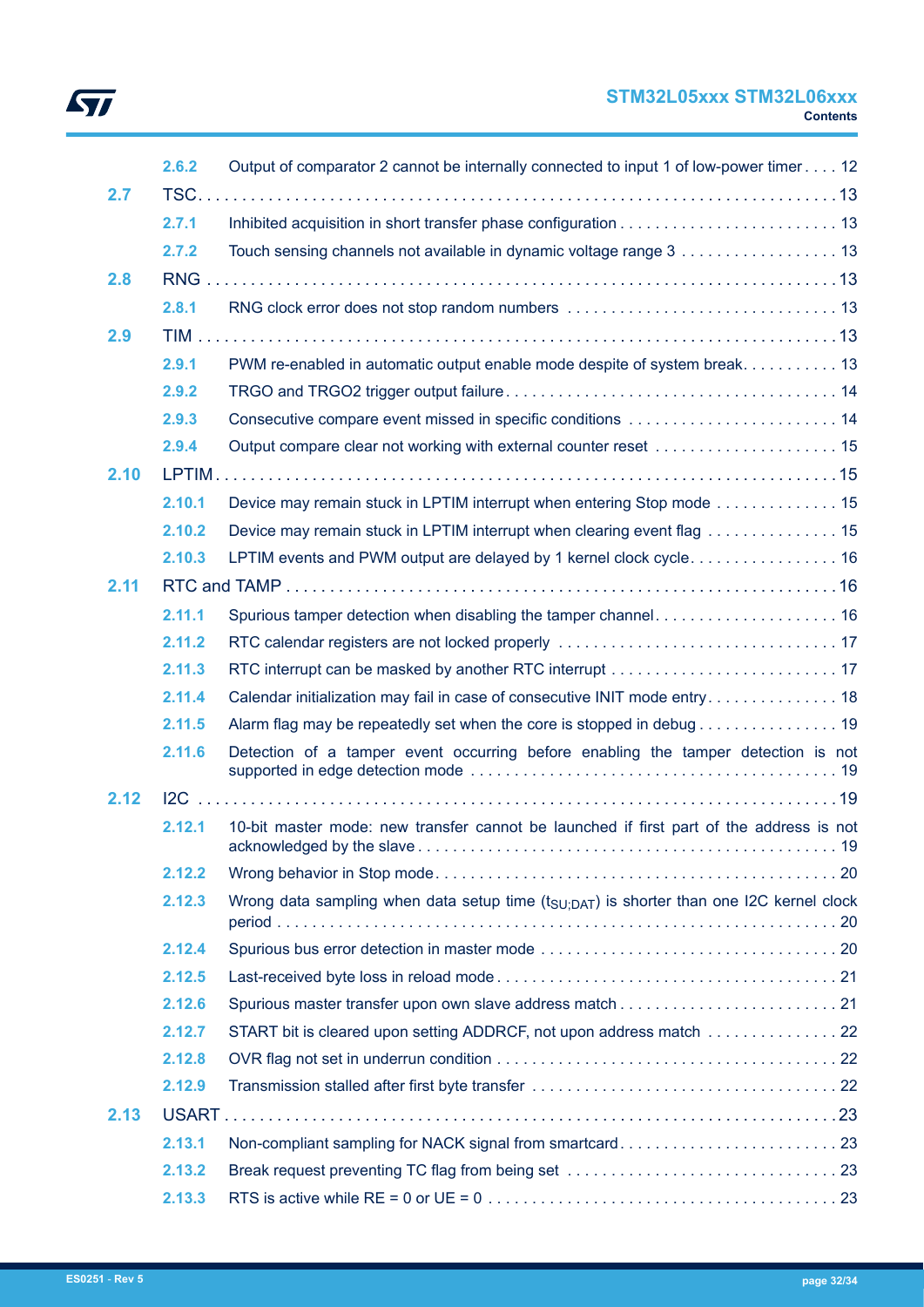| | | |
|---|---|---|
| 2.6.2 | Output of comparator 2 cannot be internally connected to input 1 of low-power timer | 12 |
| **2.7** | **TSC** | **13** |
| 2.7.1 | Inhibited acquisition in short transfer phase configuration | 13 |
| 2.7.2 | Touch sensing channels not available in dynamic voltage range 3 | 13 |
| **2.8** | **RNG** | **13** |
| 2.8.1 | RNG clock error does not stop random numbers | 13 |
| **2.9** | **TIM** | **13** |
| 2.9.1 | PWM re-enabled in automatic output enable mode despite of system break | 13 |
| 2.9.2 | TRGO and TRGO2 trigger output failure | 14 |
| 2.9.3 | Consecutive compare event missed in specific conditions | 14 |
| 2.9.4 | Output compare clear not working with external counter reset | 15 |
| **2.10** | **LPTIM** | **15** |
| 2.10.1 | Device may remain stuck in LPTIM interrupt when entering Stop mode | 15 |
| 2.10.2 | Device may remain stuck in LPTIM interrupt when clearing event flag | 15 |
| 2.10.3 | LPTIM events and PWM output are delayed by 1 kernel clock cycle | 16 |
| **2.11** | **RTC and TAMP** | **16** |
| 2.11.1 | Spurious tamper detection when disabling the tamper channel | 16 |
| 2.11.2 | RTC calendar registers are not locked properly | 17 |
| 2.11.3 | RTC interrupt can be masked by another RTC interrupt | 17 |
| 2.11.4 | Calendar initialization may fail in case of consecutive INIT mode entry | 18 |
| 2.11.5 | Alarm flag may be repeatedly set when the core is stopped in debug | 19 |
| 2.11.6 | Detection of a tamper event occurring before enabling the tamper detection is not supported in edge detection mode | 19 |
| **2.12** | **I2C** | **19** |
| 2.12.1 | 10-bit master mode: new transfer cannot be launched if first part of the address is not acknowledged by the slave | 19 |
| 2.12.2 | Wrong behavior in Stop mode | 20 |
| 2.12.3 | Wrong data sampling when data setup time ($t_{SU;DAT}$) is shorter than one I2C kernel clock period | 20 |
| 2.12.4 | Spurious bus error detection in master mode | 20 |
| 2.12.5 | Last-received byte loss in reload mode | 21 |
| 2.12.6 | Spurious master transfer upon own slave address match | 21 |
| 2.12.7 | START bit is cleared upon setting ADDRCF, not upon address match | 22 |
| 2.12.8 | OVR flag not set in underrun condition | 22 |
| 2.12.9 | Transmission stalled after first byte transfer | 22 |
| **2.13** | **USART** | **23** |
| 2.13.1 | Non-compliant sampling for NACK signal from smartcard | 23 |
| 2.13.2 | Break request preventing TC flag from being set | 23 |
| 2.13.3 | RTS is active while RE = 0 or UE = 0 | 23 |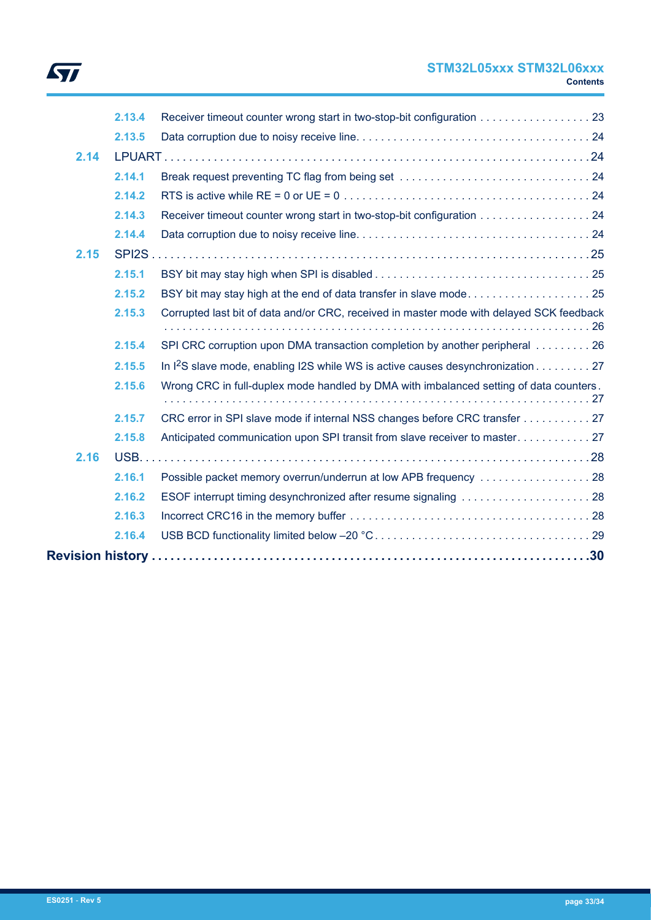2.13.4 Receiver timeout counter wrong start in two-stop-bit configuration . . . . . . . . . . . . . . . . . . 23

2.13.5 Data corruption due to noisy receive line. . . . . . . . . . . . . . . . . . . . . . . . . . . . . . . . . . . . . . 24

2.14 LPUART . . . . . . . . . . . . . . . . . . . . . . . . . . . . . . . . . . . . . . . . . . . . . . . . . . . . . . . . . . . . . . . . 24

2.14.1 Break request preventing TC flag from being set . . . . . . . . . . . . . . . . . . . . . . . . . . . . . . . 24

2.14.2 RTS is active while RE = 0 or UE = 0 . . . . . . . . . . . . . . . . . . . . . . . . . . . . . . . . . . . . . . . 24

2.14.3 Receiver timeout counter wrong start in two-stop-bit configuration . . . . . . . . . . . . . . . . . . 24

2.14.4 Data corruption due to noisy receive line. . . . . . . . . . . . . . . . . . . . . . . . . . . . . . . . . . . . . . 24

2.15 SPI2S . . . . . . . . . . . . . . . . . . . . . . . . . . . . . . . . . . . . . . . . . . . . . . . . . . . . . . . . . . . . . . . . . 25

2.15.1 BSY bit may stay high when SPI is disabled . . . . . . . . . . . . . . . . . . . . . . . . . . . . . . . . . . . 25

2.15.2 BSY bit may stay high at the end of data transfer in slave mode. . . . . . . . . . . . . . . . . . . . 25

2.15.3 Corrupted last bit of data and/or CRC, received in master mode with delayed SCK feedback . . . . . . . . . . . . . . . . . . . . . . . . . . . . . . . . . . . . . . . . . . . . . . . . . . . . . . . . . . . . . . . . . 26

2.15.4 SPI CRC corruption upon DMA transaction completion by another peripheral . . . . . . . . . 26

2.15.5 In I2S slave mode, enabling I2S while WS is active causes desynchronization . . . . . . . . . 27

2.15.6 Wrong CRC in full-duplex mode handled by DMA with imbalanced setting of data counters . . . . . . . . . . . . . . . . . . . . . . . . . . . . . . . . . . . . . . . . . . . . . . . . . . . . . . . . . . . . . . . . . . 27

2.15.7 CRC error in SPI slave mode if internal NSS changes before CRC transfer . . . . . . . . . . . 27

2.15.8 Anticipated communication upon SPI transit from slave receiver to master. . . . . . . . . . . . 27

2.16 USB. . . . . . . . . . . . . . . . . . . . . . . . . . . . . . . . . . . . . . . . . . . . . . . . . . . . . . . . . . . . . . . . . . 28

2.16.1 Possible packet memory overrun/underrun at low APB frequency . . . . . . . . . . . . . . . . . . 28

2.16.2 ESOF interrupt timing desynchronized after resume signaling . . . . . . . . . . . . . . . . . . . . . 28

2.16.3 Incorrect CRC16 in the memory buffer . . . . . . . . . . . . . . . . . . . . . . . . . . . . . . . . . . . . . . . 28

2.16.4 USB BCD functionality limited below –20 °C . . . . . . . . . . . . . . . . . . . . . . . . . . . . . . . . . . 29

**Revision history . . . . . . . . . . . . . . . . . . . . . . . . . . . . . . . . . . . . . . . . . . . . . . . . . . . . . . . . . . . . . 30**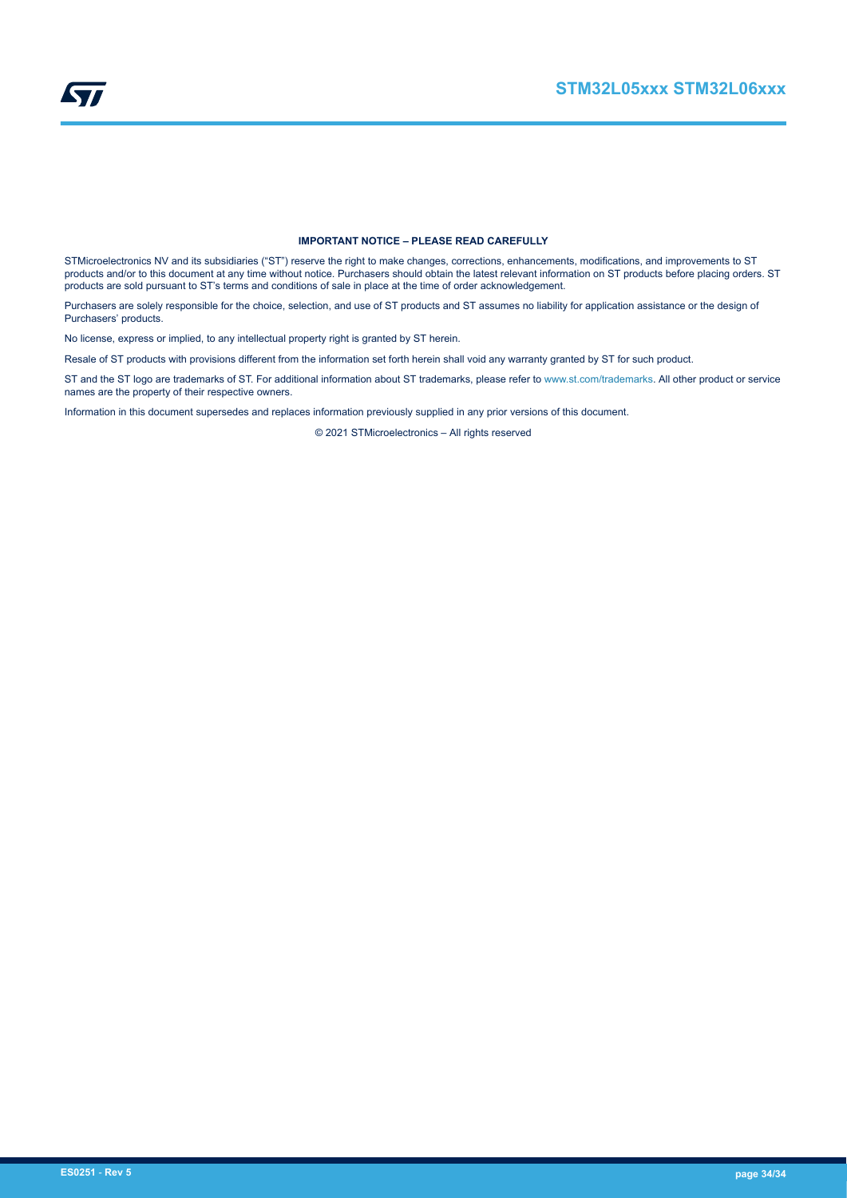**IMPORTANT NOTICE – PLEASE READ CAREFULLY**

STMicroelectronics NV and its subsidiaries ("ST") reserve the right to make changes, corrections, enhancements, modifications, and improvements to ST products and/or to this document at any time without notice. Purchasers should obtain the latest relevant information on ST products before placing orders. ST products are sold pursuant to ST's terms and conditions of sale in place at the time of order acknowledgement.

Purchasers are solely responsible for the choice, selection, and use of ST products and ST assumes no liability for application assistance or the design of Purchasers' products.

No license, express or implied, to any intellectual property right is granted by ST herein.

Resale of ST products with provisions different from the information set forth herein shall void any warranty granted by ST for such product.

ST and the ST logo are trademarks of ST. For additional information about ST trademarks, please refer to www.st.com/trademarks. All other product or service names are the property of their respective owners.

Information in this document supersedes and replaces information previously supplied in any prior versions of this document.

© 2021 STMicroelectronics – All rights reserved